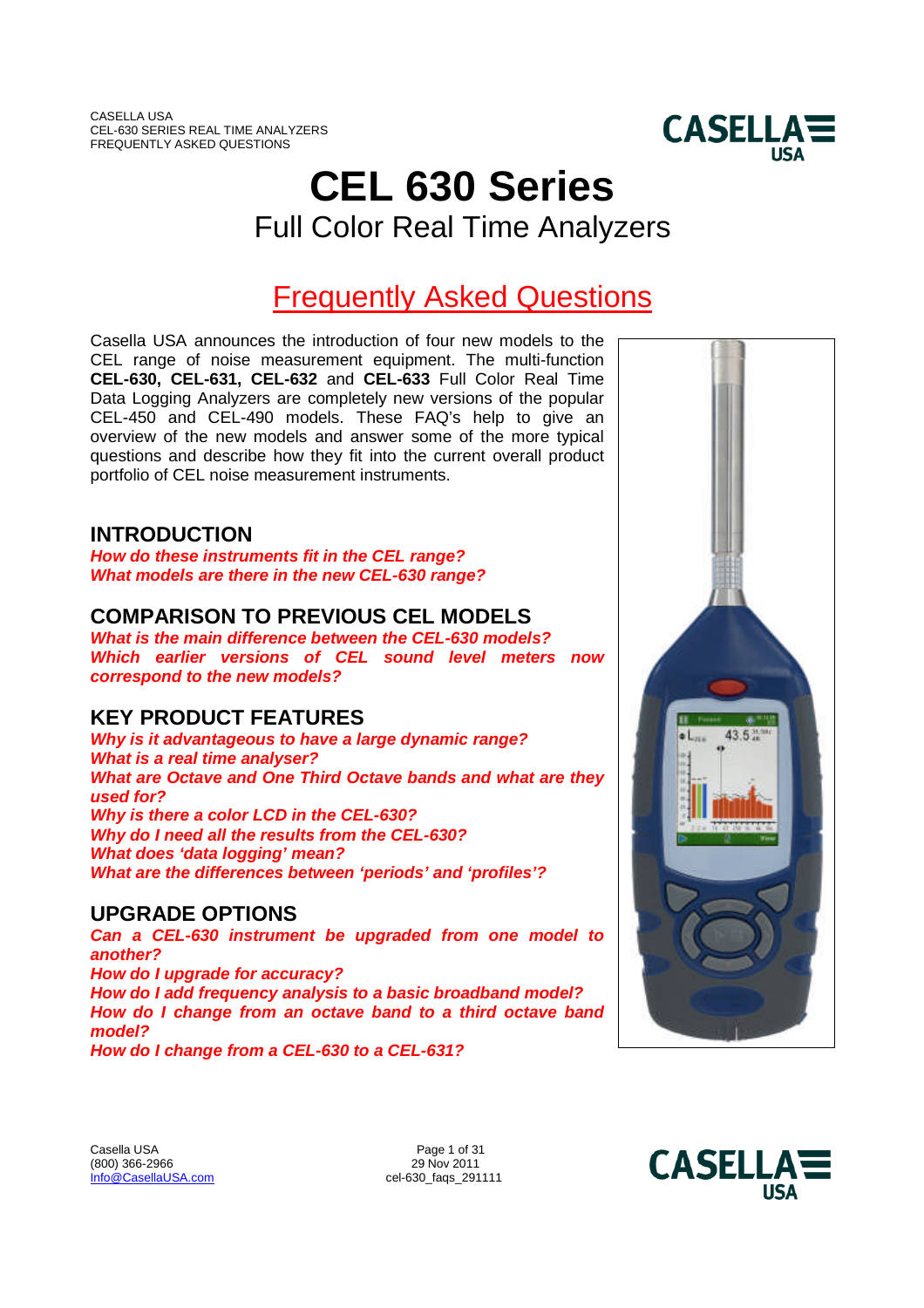# CEL 630 Series

Full Color Real Time Analyzers

## Frequently Asked Questions

Casella USA announces the introduction of four new models to the CEL range of noise measurement equipment. The multi-function **CEL-630, CEL-631, CEL-632** and **CEL-633** Full Color Real Time Data Logging Analyzers are completely new versions of the popular CEL-450 and CEL-490 models. These FAQ's help to give an overview of the new models and answer some of the more typical questions and describe how they fit into the current overall product portfolio of CEL noise measurement instruments.

## INTRODUCTION

***How do these instruments fit in the CEL range?***
***What models are there in the new CEL-630 range?***

## COMPARISON TO PREVIOUS CEL MODELS

***What is the main difference between the CEL-630 models?***
***Which earlier versions of CEL sound level meters now correspond to the new models?***

## KEY PRODUCT FEATURES

***Why is it advantageous to have a large dynamic range?***
***What is a real time analyser?***
***What are Octave and One Third Octave bands and what are they used for?***
***Why is there a color LCD in the CEL-630?***
***Why do I need all the results from the CEL-630?***
***What does 'data logging' mean?***
***What are the differences between 'periods' and 'profiles'?***

## UPGRADE OPTIONS

***Can a CEL-630 instrument be upgraded from one model to another?***
***How do I upgrade for accuracy?***
***How do I add frequency analysis to a basic broadband model?***
***How do I change from an octave band to a third octave band model?***
***How do I change from a CEL-630 to a CEL-631?***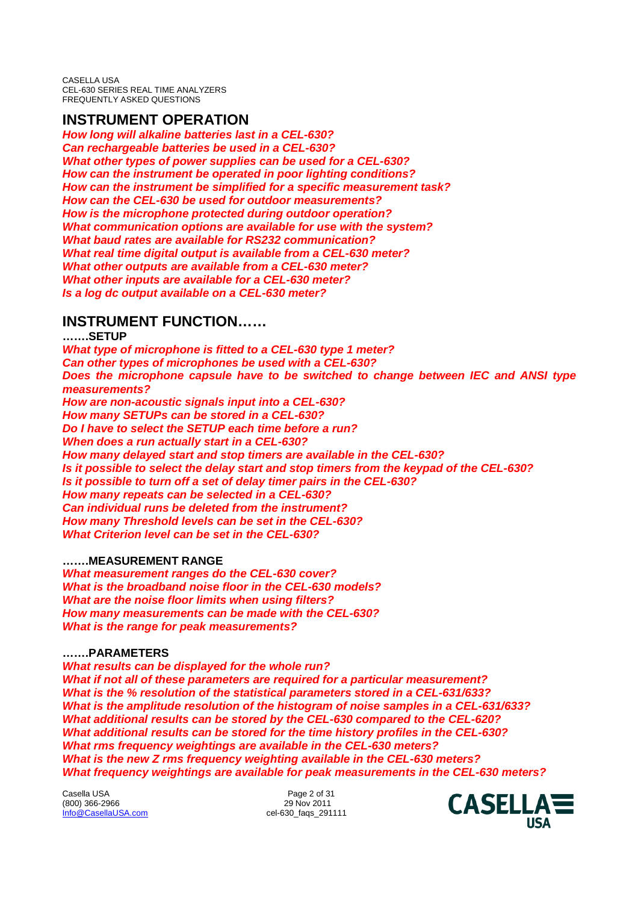## INSTRUCTION OPERATION

***How long will alkaline batteries last in a CEL-630?***
***Can rechargeable batteries be used in a CEL-630?***
***What other types of power supplies can be used for a CEL-630?***
***How can the instrument be operated in poor lighting conditions?***
***How can the instrument be simplified for a specific measurement task?***
***How can the CEL-630 be used for outdoor measurements?***
***How is the microphone protected during outdoor operation?***
***What communication options are available for use with the system?***
***What baud rates are available for RS232 communication?***
***What real time digital output is available from a CEL-630 meter?***
***What other outputs are available from a CEL-630 meter?***
***What other inputs are available for a CEL-630 meter?***
***Is a log dc output available on a CEL-630 meter?***

## INSTRUMENT FUNCTION……

**…….SETUP**

***What type of microphone is fitted to a CEL-630 type 1 meter?***
***Can other types of microphones be used with a CEL-630?***
***Does the microphone capsule have to be switched to change between IEC and ANSI type measurements?***
***How are non-acoustic signals input into a CEL-630?***
***How many SETUPs can be stored in a CEL-630?***
***Do I have to select the SETUP each time before a run?***
***When does a run actually start in a CEL-630?***
***How many delayed start and stop timers are available in the CEL-630?***
***Is it possible to select the delay start and stop timers from the keypad of the CEL-630?***
***Is it possible to turn off a set of delay timer pairs in the CEL-630?***
***How many repeats can be selected in a CEL-630?***
***Can individual runs be deleted from the instrument?***
***How many Threshold levels can be set in the CEL-630?***
***What Criterion level can be set in the CEL-630?***

**…….MEASUREMENT RANGE**

***What measurement ranges do the CEL-630 cover?***
***What is the broadband noise floor in the CEL-630 models?***
***What are the noise floor limits when using filters?***
***How many measurements can be made with the CEL-630?***
***What is the range for peak measurements?***

**…….PARAMETERS**

***What results can be displayed for the whole run?***
***What if not all of these parameters are required for a particular measurement?***
***What is the % resolution of the statistical parameters stored in a CEL-631/633?***
***What is the amplitude resolution of the histogram of noise samples in a CEL-631/633?***
***What additional results can be stored by the CEL-630 compared to the CEL-620?***
***What additional results can be stored for the time history profiles in the CEL-630?***
***What rms frequency weightings are available in the CEL-630 meters?***
***What is the new Z rms frequency weighting available in the CEL-630 meters?***
***What frequency weightings are available for peak measurements in the CEL-630 meters?***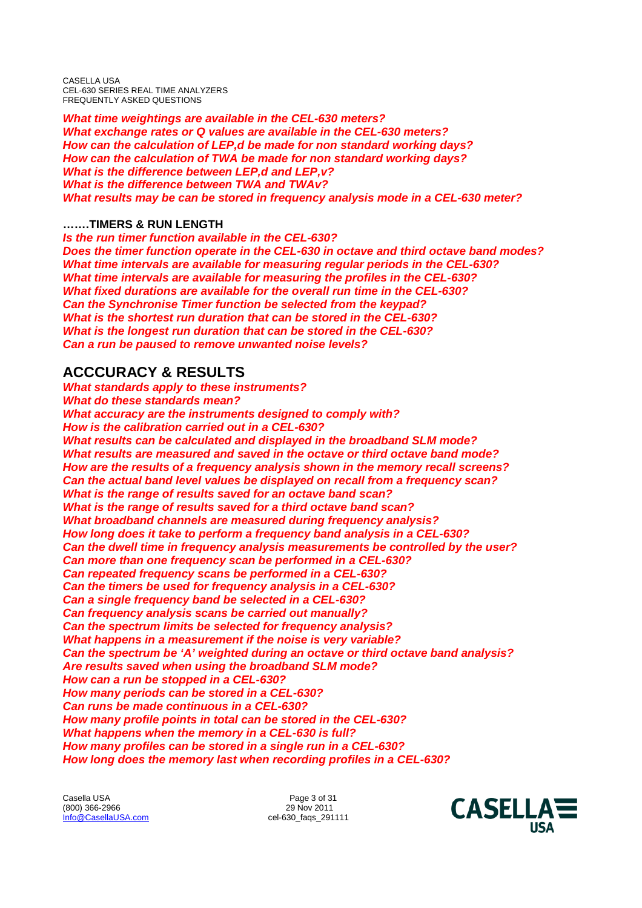***What time weightings are available in the CEL-630 meters?***
***What exchange rates or Q values are available in the CEL-630 meters?***
***How can the calculation of LEP,d be made for non standard working days?***
***How can the calculation of TWA be made for non standard working days?***
***What is the difference between LEP,d and LEP,v?***
***What is the difference between TWA and TWAv?***
***What results may be can be stored in frequency analysis mode in a CEL-630 meter?***

### …….TIMERS & RUN LENGTH

***Is the run timer function available in the CEL-630?***
***Does the timer function operate in the CEL-630 in octave and third octave band modes?***
***What time intervals are available for measuring regular periods in the CEL-630?***
***What time intervals are available for measuring the profiles in the CEL-630?***
***What fixed durations are available for the overall run time in the CEL-630?***
***Can the Synchronise Timer function be selected from the keypad?***
***What is the shortest run duration that can be stored in the CEL-630?***
***What is the longest run duration that can be stored in the CEL-630?***
***Can a run be paused to remove unwanted noise levels?***

## ACCCURACY & RESULTS

***What standards apply to these instruments?***
***What do these standards mean?***
***What accuracy are the instruments designed to comply with?***
***How is the calibration carried out in a CEL-630?***
***What results can be calculated and displayed in the broadband SLM mode?***
***What results are measured and saved in the octave or third octave band mode?***
***How are the results of a frequency analysis shown in the memory recall screens?***
***Can the actual band level values be displayed on recall from a frequency scan?***
***What is the range of results saved for an octave band scan?***
***What is the range of results saved for a third octave band scan?***
***What broadband channels are measured during frequency analysis?***
***How long does it take to perform a frequency band analysis in a CEL-630?***
***Can the dwell time in frequency analysis measurements be controlled by the user?***
***Can more than one frequency scan be performed in a CEL-630?***
***Can repeated frequency scans be performed in a CEL-630?***
***Can the timers be used for frequency analysis in a CEL-630?***
***Can a single frequency band be selected in a CEL-630?***
***Can frequency analysis scans be carried out manually?***
***Can the spectrum limits be selected for frequency analysis?***
***What happens in a measurement if the noise is very variable?***
***Can the spectrum be 'A' weighted during an octave or third octave band analysis?***
***Are results saved when using the broadband SLM mode?***
***How can a run be stopped in a CEL-630?***
***How many periods can be stored in a CEL-630?***
***Can runs be made continuous in a CEL-630?***
***How many profile points in total can be stored in the CEL-630?***
***What happens when the memory in a CEL-630 is full?***
***How many profiles can be stored in a single run in a CEL-630?***
***How long does the memory last when recording profiles in a CEL-630?***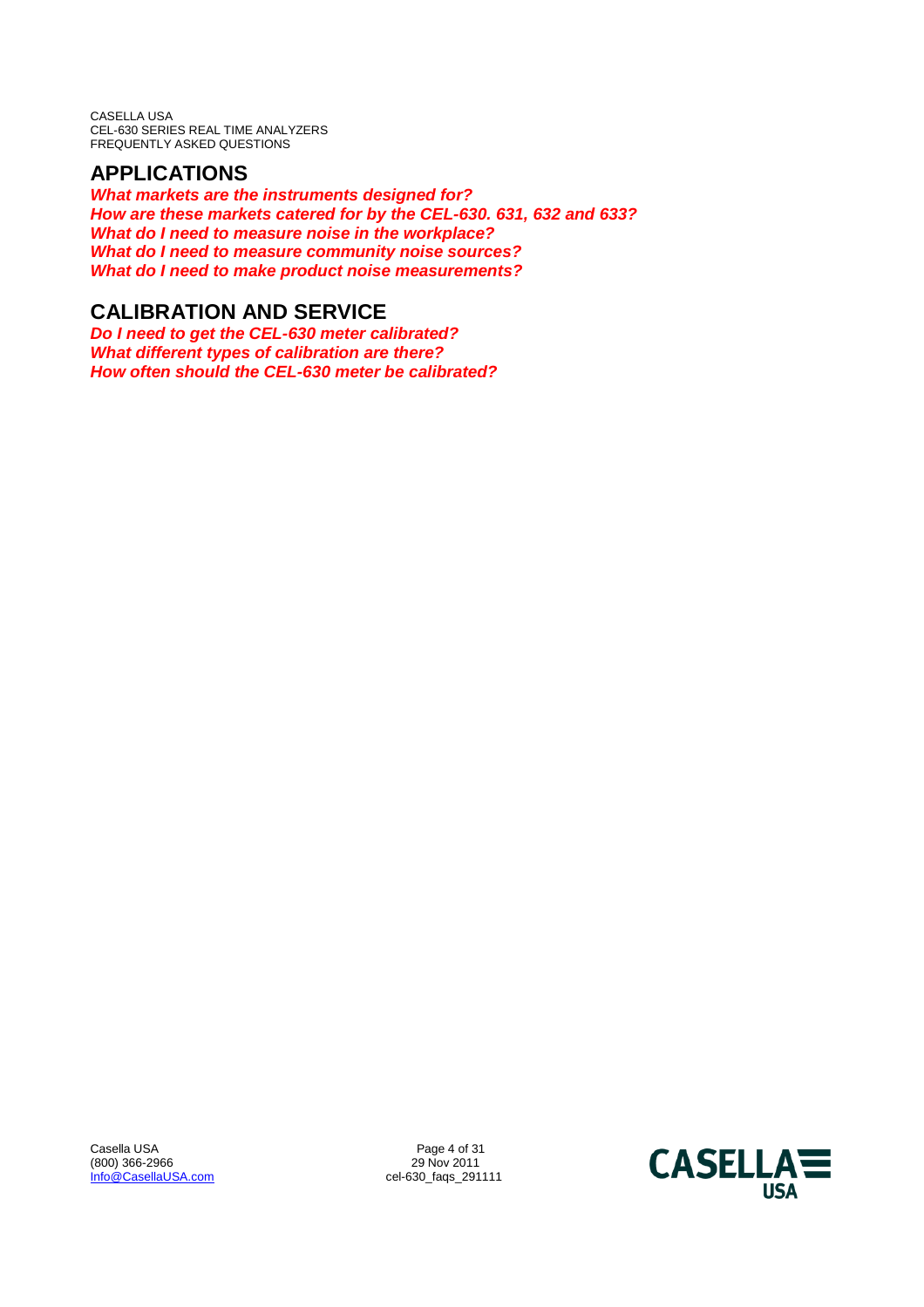## APPLICATIONS

***What markets are the instruments designed for?***
***How are these markets catered for by the CEL-630. 631, 632 and 633?***
***What do I need to measure noise in the workplace?***
***What do I need to measure community noise sources?***
***What do I need to make product noise measurements?***

## CALIBRATION AND SERVICE

***Do I need to get the CEL-630 meter calibrated?***
***What different types of calibration are there?***
***How often should the CEL-630 meter be calibrated?***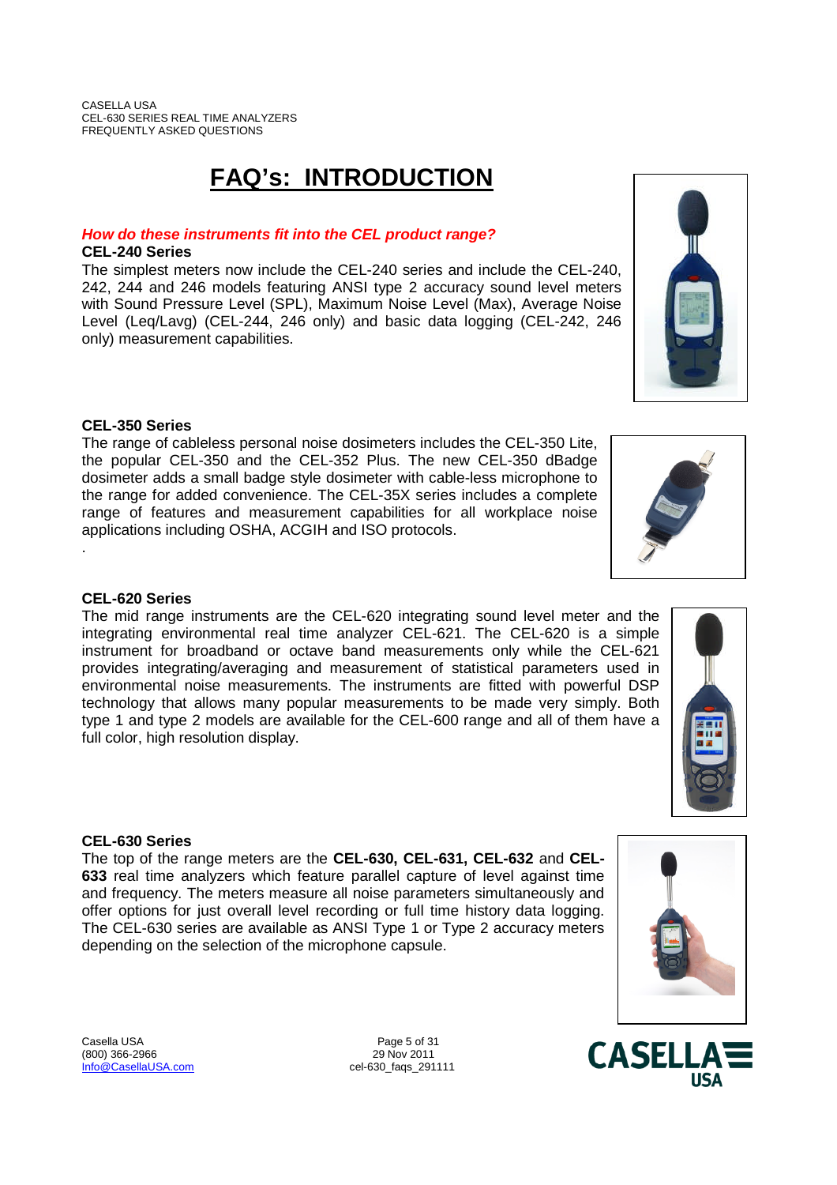# FAQ's: INTRODUCTION

***How do these instruments fit into the CEL product range?***

**CEL-240 Series**

The simplest meters now include the CEL-240 series and include the CEL-240, 242, 244 and 246 models featuring ANSI type 2 accuracy sound level meters with Sound Pressure Level (SPL), Maximum Noise Level (Max), Average Noise Level (Leq/Lavg) (CEL-244, 246 only) and basic data logging (CEL-242, 246 only) measurement capabilities.

**CEL-350 Series**

The range of cableless personal noise dosimeters includes the CEL-350 Lite, the popular CEL-350 and the CEL-352 Plus. The new CEL-350 dBadge dosimeter adds a small badge style dosimeter with cable-less microphone to the range for added convenience. The CEL-35X series includes a complete range of features and measurement capabilities for all workplace noise applications including OSHA, ACGIH and ISO protocols.

.

**CEL-620 Series**

The mid range instruments are the CEL-620 integrating sound level meter and the integrating environmental real time analyzer CEL-621. The CEL-620 is a simple instrument for broadband or octave band measurements only while the CEL-621 provides integrating/averaging and measurement of statistical parameters used in environmental noise measurements. The instruments are fitted with powerful DSP technology that allows many popular measurements to be made very simply. Both type 1 and type 2 models are available for the CEL-600 range and all of them have a full color, high resolution display.

**CEL-630 Series**

The top of the range meters are the **CEL-630, CEL-631, CEL-632** and **CEL-633** real time analyzers which feature parallel capture of level against time and frequency. The meters measure all noise parameters simultaneously and offer options for just overall level recording or full time history data logging. The CEL-630 series are available as ANSI Type 1 or Type 2 accuracy meters depending on the selection of the microphone capsule.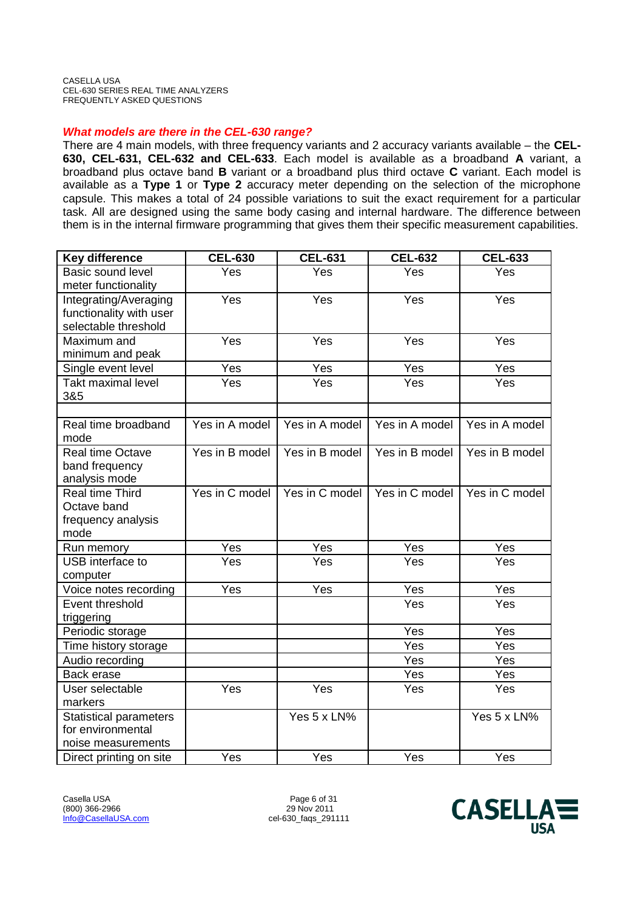### *What models are there in the CEL-630 range?*

There are 4 main models, with three frequency variants and 2 accuracy variants available – the **CEL-630, CEL-631, CEL-632 and CEL-633**. Each model is available as a broadband **A** variant, a broadband plus octave band **B** variant or a broadband plus third octave **C** variant. Each model is available as a **Type 1** or **Type 2** accuracy meter depending on the selection of the microphone capsule. This makes a total of 24 possible variations to suit the exact requirement for a particular task. All are designed using the same body casing and internal hardware. The difference between them is in the internal firmware programming that gives them their specific measurement capabilities.

| Key difference | CEL-630 | CEL-631 | CEL-632 | CEL-633 |
|---|---|---|---|---|
| Basic sound level meter functionality | Yes | Yes | Yes | Yes |
| Integrating/Averaging functionality with user selectable threshold | Yes | Yes | Yes | Yes |
| Maximum and minimum and peak | Yes | Yes | Yes | Yes |
| Single event level | Yes | Yes | Yes | Yes |
| Takt maximal level 3&5 | Yes | Yes | Yes | Yes |
| | | | | |
| Real time broadband mode | Yes in A model | Yes in A model | Yes in A model | Yes in A model |
| Real time Octave band frequency analysis mode | Yes in B model | Yes in B model | Yes in B model | Yes in B model |
| Real time Third Octave band frequency analysis mode | Yes in C model | Yes in C model | Yes in C model | Yes in C model |
| Run memory | Yes | Yes | Yes | Yes |
| USB interface to computer | Yes | Yes | Yes | Yes |
| Voice notes recording | Yes | Yes | Yes | Yes |
| Event threshold triggering | | | Yes | Yes |
| Periodic storage | | | Yes | Yes |
| Time history storage | | | Yes | Yes |
| Audio recording | | | Yes | Yes |
| Back erase | | | Yes | Yes |
| User selectable markers | Yes | Yes | Yes | Yes |
| Statistical parameters for environmental noise measurements | | Yes 5 x LN% | | Yes 5 x LN% |
| Direct printing on site | Yes | Yes | Yes | Yes |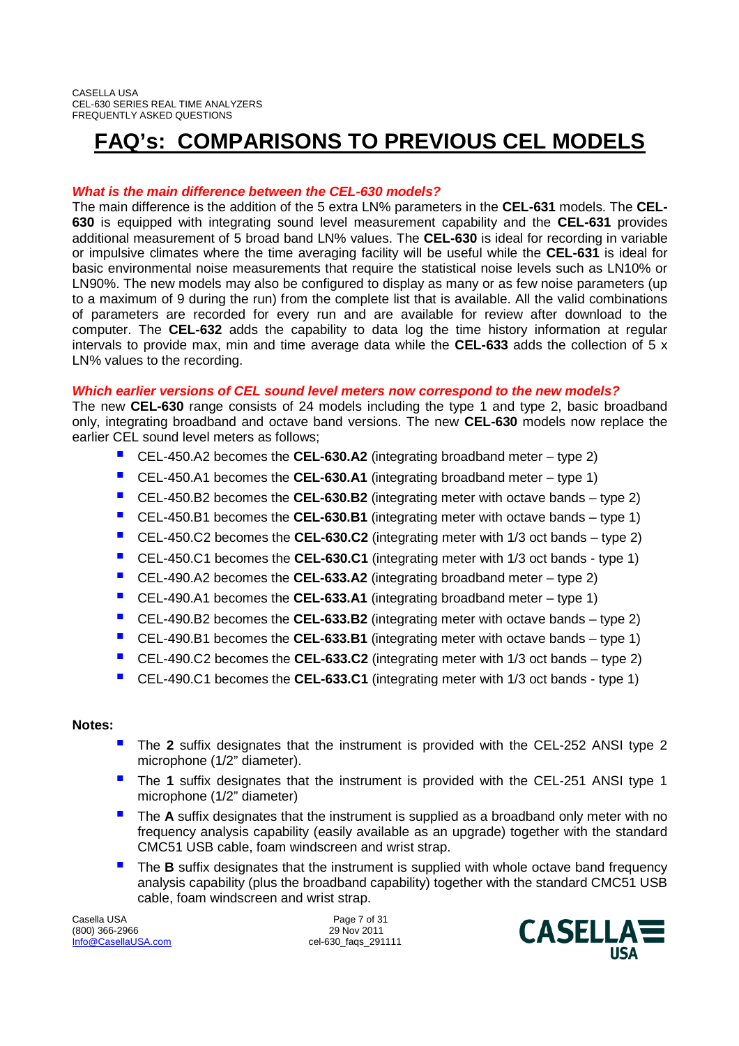# FAQ's: COMPARISONS TO PREVIOUS CEL MODELS

***What is the main difference between the CEL-630 models?***

The main difference is the addition of the 5 extra LN% parameters in the **CEL-631** models. The **CEL-630** is equipped with integrating sound level measurement capability and the **CEL-631** provides additional measurement of 5 broad band LN% values. The **CEL-630** is ideal for recording in variable or impulsive climates where the time averaging facility will be useful while the **CEL-631** is ideal for basic environmental noise measurements that require the statistical noise levels such as LN10% or LN90%. The new models may also be configured to display as many or as few noise parameters (up to a maximum of 9 during the run) from the complete list that is available. All the valid combinations of parameters are recorded for every run and are available for review after download to the computer. The **CEL-632** adds the capability to data log the time history information at regular intervals to provide max, min and time average data while the **CEL-633** adds the collection of 5 x LN% values to the recording.

***Which earlier versions of CEL sound level meters now correspond to the new models?***

The new **CEL-630** range consists of 24 models including the type 1 and type 2, basic broadband only, integrating broadband and octave band versions. The new **CEL-630** models now replace the earlier CEL sound level meters as follows;

- CEL-450.A2 becomes the **CEL-630.A2** (integrating broadband meter – type 2)
- CEL-450.A1 becomes the **CEL-630.A1** (integrating broadband meter – type 1)
- CEL-450.B2 becomes the **CEL-630.B2** (integrating meter with octave bands – type 2)
- CEL-450.B1 becomes the **CEL-630.B1** (integrating meter with octave bands – type 1)
- CEL-450.C2 becomes the **CEL-630.C2** (integrating meter with 1/3 oct bands – type 2)
- CEL-450.C1 becomes the **CEL-630.C1** (integrating meter with 1/3 oct bands - type 1)
- CEL-490.A2 becomes the **CEL-633.A2** (integrating broadband meter – type 2)
- CEL-490.A1 becomes the **CEL-633.A1** (integrating broadband meter – type 1)
- CEL-490.B2 becomes the **CEL-633.B2** (integrating meter with octave bands – type 2)
- CEL-490.B1 becomes the **CEL-633.B1** (integrating meter with octave bands – type 1)
- CEL-490.C2 becomes the **CEL-633.C2** (integrating meter with 1/3 oct bands – type 2)
- CEL-490.C1 becomes the **CEL-633.C1** (integrating meter with 1/3 oct bands - type 1)

**Notes:**

- The **2** suffix designates that the instrument is provided with the CEL-252 ANSI type 2 microphone (1/2" diameter).
- The **1** suffix designates that the instrument is provided with the CEL-251 ANSI type 1 microphone (1/2" diameter)
- The **A** suffix designates that the instrument is supplied as a broadband only meter with no frequency analysis capability (easily available as an upgrade) together with the standard CMC51 USB cable, foam windscreen and wrist strap.
- The **B** suffix designates that the instrument is supplied with whole octave band frequency analysis capability (plus the broadband capability) together with the standard CMC51 USB cable, foam windscreen and wrist strap.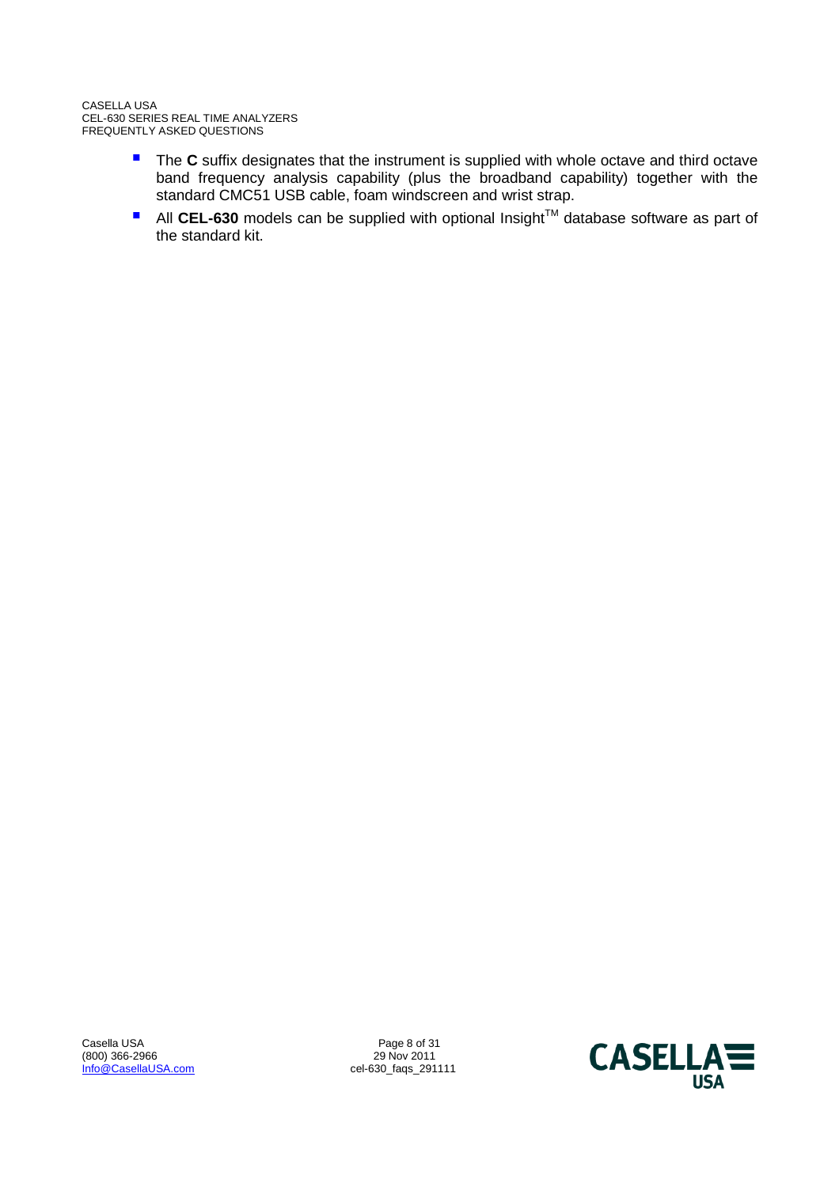- The **C** suffix designates that the instrument is supplied with whole octave and third octave band frequency analysis capability (plus the broadband capability) together with the standard CMC51 USB cable, foam windscreen and wrist strap.
- All **CEL-630** models can be supplied with optional Insight™ database software as part of the standard kit.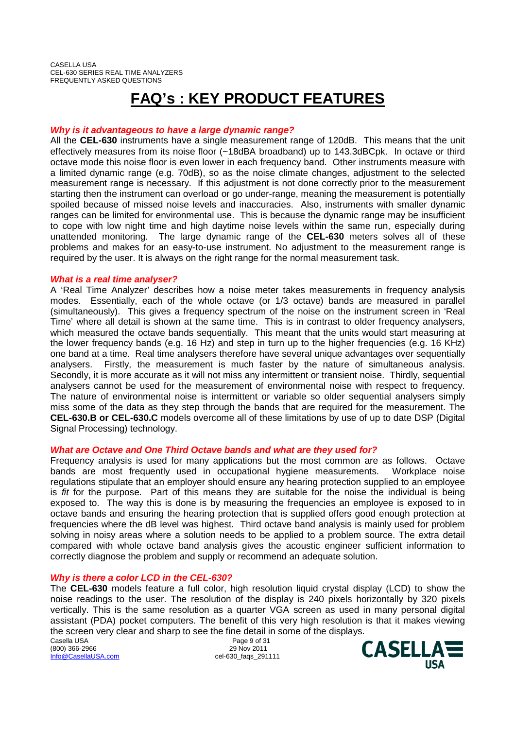# FAQ's : KEY PRODUCT FEATURES

***Why is it advantageous to have a large dynamic range?***

All the **CEL-630** instruments have a single measurement range of 120dB. This means that the unit effectively measures from its noise floor (~18dBA broadband) up to 143.3dBCpk. In octave or third octave mode this noise floor is even lower in each frequency band. Other instruments measure with a limited dynamic range (e.g. 70dB), so as the noise climate changes, adjustment to the selected measurement range is necessary. If this adjustment is not done correctly prior to the measurement starting then the instrument can overload or go under-range, meaning the measurement is potentially spoiled because of missed noise levels and inaccuracies. Also, instruments with smaller dynamic ranges can be limited for environmental use. This is because the dynamic range may be insufficient to cope with low night time and high daytime noise levels within the same run, especially during unattended monitoring. The large dynamic range of the **CEL-630** meters solves all of these problems and makes for an easy-to-use instrument. No adjustment to the measurement range is required by the user. It is always on the right range for the normal measurement task.

***What is a real time analyser?***

A 'Real Time Analyzer' describes how a noise meter takes measurements in frequency analysis modes. Essentially, each of the whole octave (or 1/3 octave) bands are measured in parallel (simultaneously). This gives a frequency spectrum of the noise on the instrument screen in 'Real Time' where all detail is shown at the same time. This is in contrast to older frequency analysers, which measured the octave bands sequentially. This meant that the units would start measuring at the lower frequency bands (e.g. 16 Hz) and step in turn up to the higher frequencies (e.g. 16 KHz) one band at a time. Real time analysers therefore have several unique advantages over sequentially analysers. Firstly, the measurement is much faster by the nature of simultaneous analysis. Secondly, it is more accurate as it will not miss any intermittent or transient noise. Thirdly, sequential analysers cannot be used for the measurement of environmental noise with respect to frequency. The nature of environmental noise is intermittent or variable so older sequential analysers simply miss some of the data as they step through the bands that are required for the measurement. The **CEL-630.B or CEL-630.C** models overcome all of these limitations by use of up to date DSP (Digital Signal Processing) technology.

***What are Octave and One Third Octave bands and what are they used for?***

Frequency analysis is used for many applications but the most common are as follows. Octave bands are most frequently used in occupational hygiene measurements. Workplace noise regulations stipulate that an employer should ensure any hearing protection supplied to an employee is *fit* for the purpose. Part of this means they are suitable for the noise the individual is being exposed to. The way this is done is by measuring the frequencies an employee is exposed to in octave bands and ensuring the hearing protection that is supplied offers good enough protection at frequencies where the dB level was highest. Third octave band analysis is mainly used for problem solving in noisy areas where a solution needs to be applied to a problem source. The extra detail compared with whole octave band analysis gives the acoustic engineer sufficient information to correctly diagnose the problem and supply or recommend an adequate solution.

***Why is there a color LCD in the CEL-630?***

The **CEL-630** models feature a full color, high resolution liquid crystal display (LCD) to show the noise readings to the user. The resolution of the display is 240 pixels horizontally by 320 pixels vertically. This is the same resolution as a quarter VGA screen as used in many personal digital assistant (PDA) pocket computers. The benefit of this very high resolution is that it makes viewing the screen very clear and sharp to see the fine detail in some of the displays.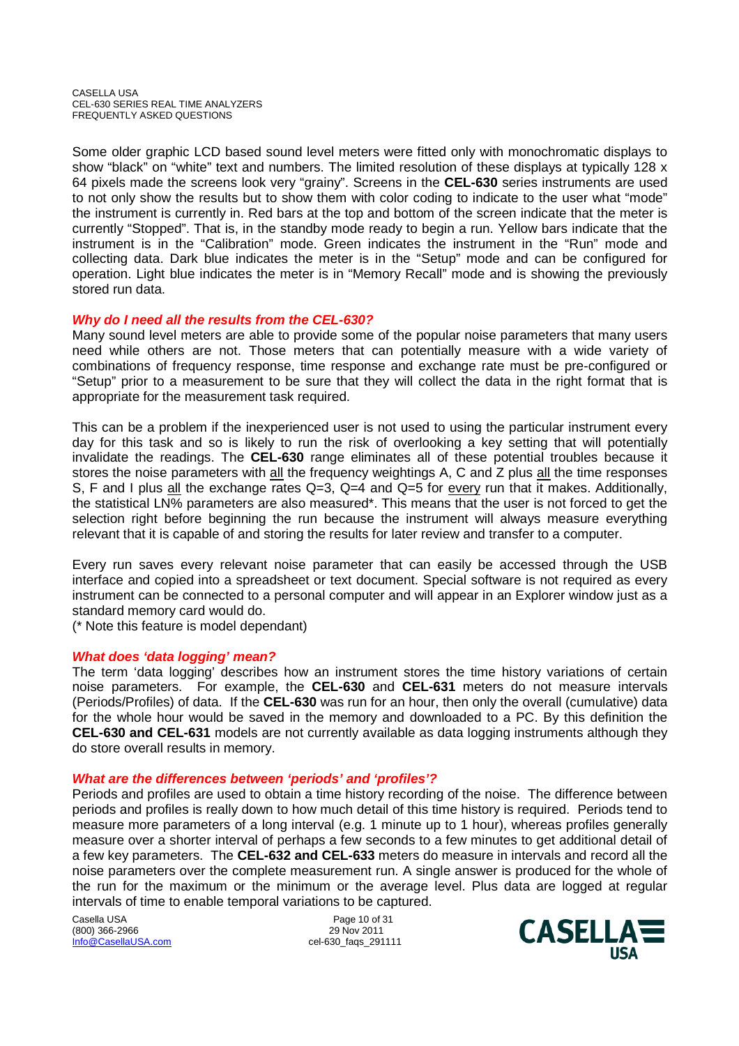Some older graphic LCD based sound level meters were fitted only with monochromatic displays to show “black” on “white” text and numbers. The limited resolution of these displays at typically 128 x 64 pixels made the screens look very “grainy”. Screens in the **CEL-630** series instruments are used to not only show the results but to show them with color coding to indicate to the user what “mode” the instrument is currently in. Red bars at the top and bottom of the screen indicate that the meter is currently “Stopped”. That is, in the standby mode ready to begin a run. Yellow bars indicate that the instrument is in the “Calibration” mode. Green indicates the instrument in the “Run” mode and collecting data. Dark blue indicates the meter is in the “Setup” mode and can be configured for operation. Light blue indicates the meter is in “Memory Recall” mode and is showing the previously stored run data.

### *Why do I need all the results from the CEL-630?*

Many sound level meters are able to provide some of the popular noise parameters that many users need while others are not. Those meters that can potentially measure with a wide variety of combinations of frequency response, time response and exchange rate must be pre-configured or “Setup” prior to a measurement to be sure that they will collect the data in the right format that is appropriate for the measurement task required.

This can be a problem if the inexperienced user is not used to using the particular instrument every day for this task and so is likely to run the risk of overlooking a key setting that will potentially invalidate the readings. The **CEL-630** range eliminates all of these potential troubles because it stores the noise parameters with all the frequency weightings A, C and Z plus all the time responses S, F and I plus all the exchange rates Q=3, Q=4 and Q=5 for every run that it makes. Additionally, the statistical LN% parameters are also measured*. This means that the user is not forced to get the selection right before beginning the run because the instrument will always measure everything relevant that it is capable of and storing the results for later review and transfer to a computer.

Every run saves every relevant noise parameter that can easily be accessed through the USB interface and copied into a spreadsheet or text document. Special software is not required as every instrument can be connected to a personal computer and will appear in an Explorer window just as a standard memory card would do.
(* Note this feature is model dependant)

### *What does ‘data logging’ mean?*

The term ‘data logging’ describes how an instrument stores the time history variations of certain noise parameters. For example, the **CEL-630** and **CEL-631** meters do not measure intervals (Periods/Profiles) of data. If the **CEL-630** was run for an hour, then only the overall (cumulative) data for the whole hour would be saved in the memory and downloaded to a PC. By this definition the **CEL-630 and CEL-631** models are not currently available as data logging instruments although they do store overall results in memory.

### *What are the differences between ‘periods’ and ‘profiles’?*

Periods and profiles are used to obtain a time history recording of the noise. The difference between periods and profiles is really down to how much detail of this time history is required. Periods tend to measure more parameters of a long interval (e.g. 1 minute up to 1 hour), whereas profiles generally measure over a shorter interval of perhaps a few seconds to a few minutes to get additional detail of a few key parameters. The **CEL-632 and CEL-633** meters do measure in intervals and record all the noise parameters over the complete measurement run. A single answer is produced for the whole of the run for the maximum or the minimum or the average level. Plus data are logged at regular intervals of time to enable temporal variations to be captured.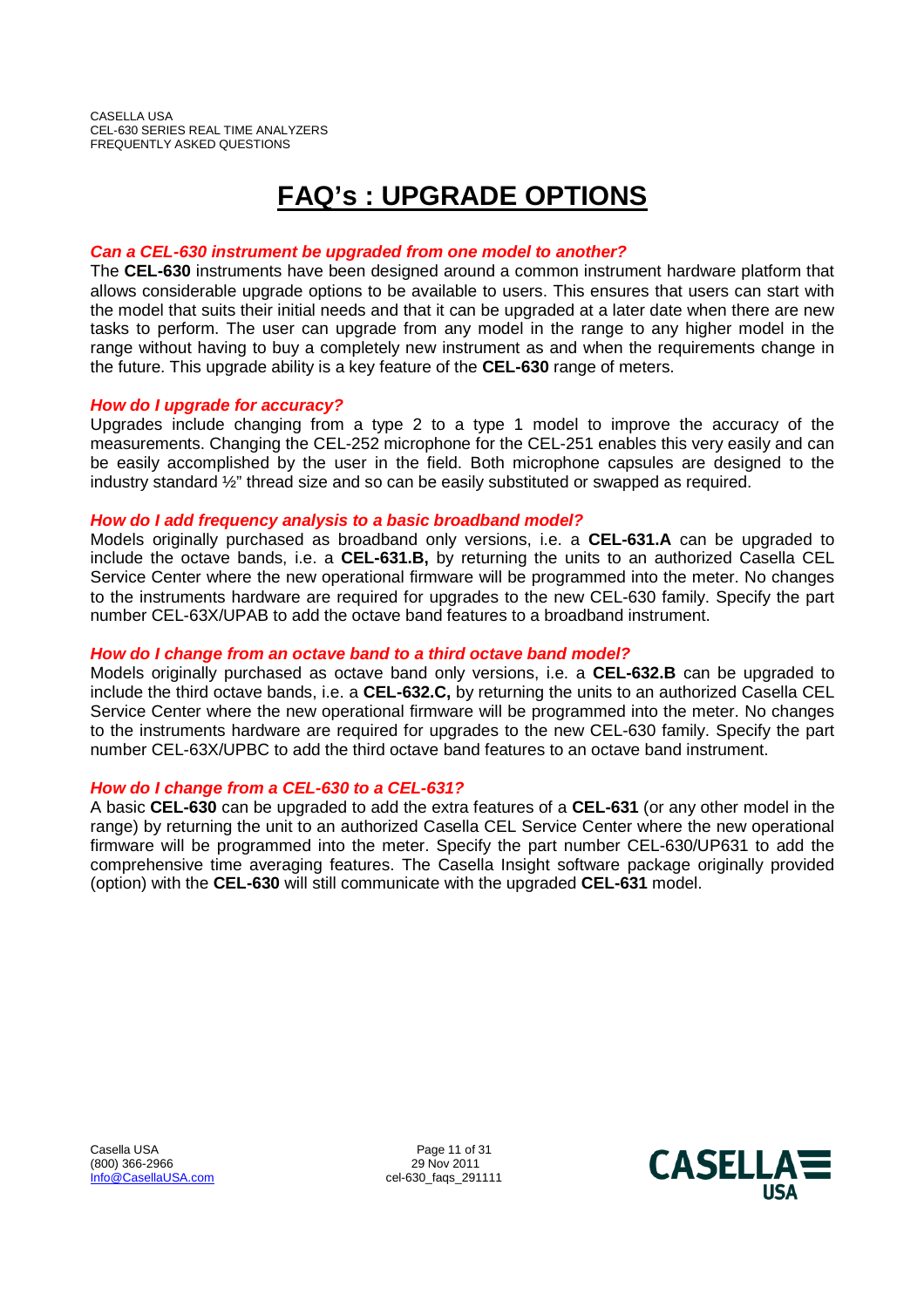# FAQ's : UPGRADE OPTIONS

***Can a CEL-630 instrument be upgraded from one model to another?***

The **CEL-630** instruments have been designed around a common instrument hardware platform that allows considerable upgrade options to be available to users. This ensures that users can start with the model that suits their initial needs and that it can be upgraded at a later date when there are new tasks to perform. The user can upgrade from any model in the range to any higher model in the range without having to buy a completely new instrument as and when the requirements change in the future. This upgrade ability is a key feature of the **CEL-630** range of meters.

***How do I upgrade for accuracy?***

Upgrades include changing from a type 2 to a type 1 model to improve the accuracy of the measurements. Changing the CEL-252 microphone for the CEL-251 enables this very easily and can be easily accomplished by the user in the field. Both microphone capsules are designed to the industry standard ½" thread size and so can be easily substituted or swapped as required.

***How do I add frequency analysis to a basic broadband model?***

Models originally purchased as broadband only versions, i.e. a **CEL-631.A** can be upgraded to include the octave bands, i.e. a **CEL-631.B,** by returning the units to an authorized Casella CEL Service Center where the new operational firmware will be programmed into the meter. No changes to the instruments hardware are required for upgrades to the new CEL-630 family. Specify the part number CEL-63X/UPAB to add the octave band features to a broadband instrument.

***How do I change from an octave band to a third octave band model?***

Models originally purchased as octave band only versions, i.e. a **CEL-632.B** can be upgraded to include the third octave bands, i.e. a **CEL-632.C,** by returning the units to an authorized Casella CEL Service Center where the new operational firmware will be programmed into the meter. No changes to the instruments hardware are required for upgrades to the new CEL-630 family. Specify the part number CEL-63X/UPBC to add the third octave band features to an octave band instrument.

***How do I change from a CEL-630 to a CEL-631?***

A basic **CEL-630** can be upgraded to add the extra features of a **CEL-631** (or any other model in the range) by returning the unit to an authorized Casella CEL Service Center where the new operational firmware will be programmed into the meter. Specify the part number CEL-630/UP631 to add the comprehensive time averaging features. The Casella Insight software package originally provided (option) with the **CEL-630** will still communicate with the upgraded **CEL-631** model.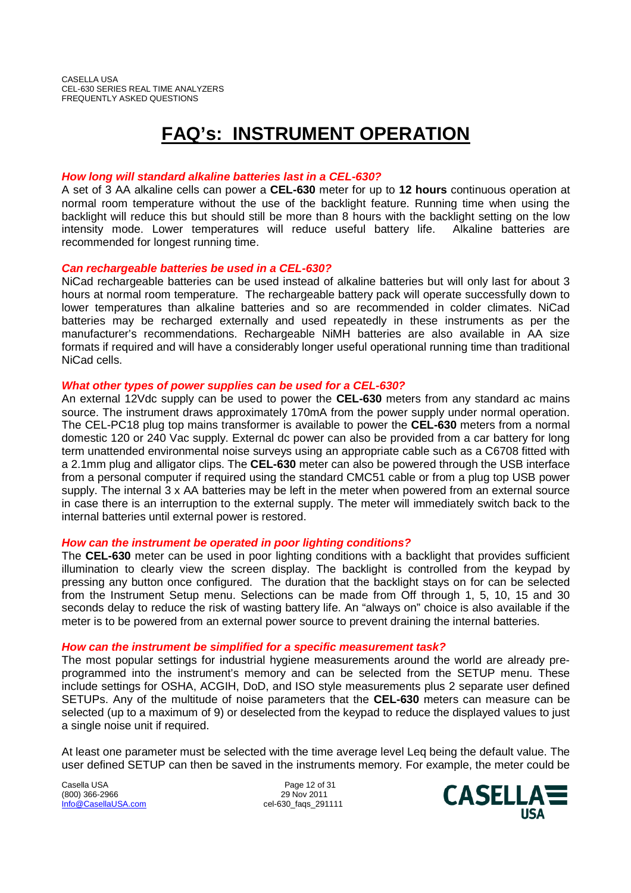# FAQ's: INSTRUMENT OPERATION

***How long will standard alkaline batteries last in a CEL-630?***

A set of 3 AA alkaline cells can power a **CEL-630** meter for up to **12 hours** continuous operation at normal room temperature without the use of the backlight feature. Running time when using the backlight will reduce this but should still be more than 8 hours with the backlight setting on the low intensity mode. Lower temperatures will reduce useful battery life. Alkaline batteries are recommended for longest running time.

***Can rechargeable batteries be used in a CEL-630?***

NiCad rechargeable batteries can be used instead of alkaline batteries but will only last for about 3 hours at normal room temperature. The rechargeable battery pack will operate successfully down to lower temperatures than alkaline batteries and so are recommended in colder climates. NiCad batteries may be recharged externally and used repeatedly in these instruments as per the manufacturer's recommendations. Rechargeable NiMH batteries are also available in AA size formats if required and will have a considerably longer useful operational running time than traditional NiCad cells.

***What other types of power supplies can be used for a CEL-630?***

An external 12Vdc supply can be used to power the **CEL-630** meters from any standard ac mains source. The instrument draws approximately 170mA from the power supply under normal operation. The CEL-PC18 plug top mains transformer is available to power the **CEL-630** meters from a normal domestic 120 or 240 Vac supply. External dc power can also be provided from a car battery for long term unattended environmental noise surveys using an appropriate cable such as a C6708 fitted with a 2.1mm plug and alligator clips. The **CEL-630** meter can also be powered through the USB interface from a personal computer if required using the standard CMC51 cable or from a plug top USB power supply. The internal 3 x AA batteries may be left in the meter when powered from an external source in case there is an interruption to the external supply. The meter will immediately switch back to the internal batteries until external power is restored.

***How can the instrument be operated in poor lighting conditions?***

The **CEL-630** meter can be used in poor lighting conditions with a backlight that provides sufficient illumination to clearly view the screen display. The backlight is controlled from the keypad by pressing any button once configured. The duration that the backlight stays on for can be selected from the Instrument Setup menu. Selections can be made from Off through 1, 5, 10, 15 and 30 seconds delay to reduce the risk of wasting battery life. An "always on" choice is also available if the meter is to be powered from an external power source to prevent draining the internal batteries.

***How can the instrument be simplified for a specific measurement task?***

The most popular settings for industrial hygiene measurements around the world are already pre-programmed into the instrument's memory and can be selected from the SETUP menu. These include settings for OSHA, ACGIH, DoD, and ISO style measurements plus 2 separate user defined SETUPs. Any of the multitude of noise parameters that the **CEL-630** meters can measure can be selected (up to a maximum of 9) or deselected from the keypad to reduce the displayed values to just a single noise unit if required.

At least one parameter must be selected with the time average level Leq being the default value. The user defined SETUP can then be saved in the instruments memory. For example, the meter could be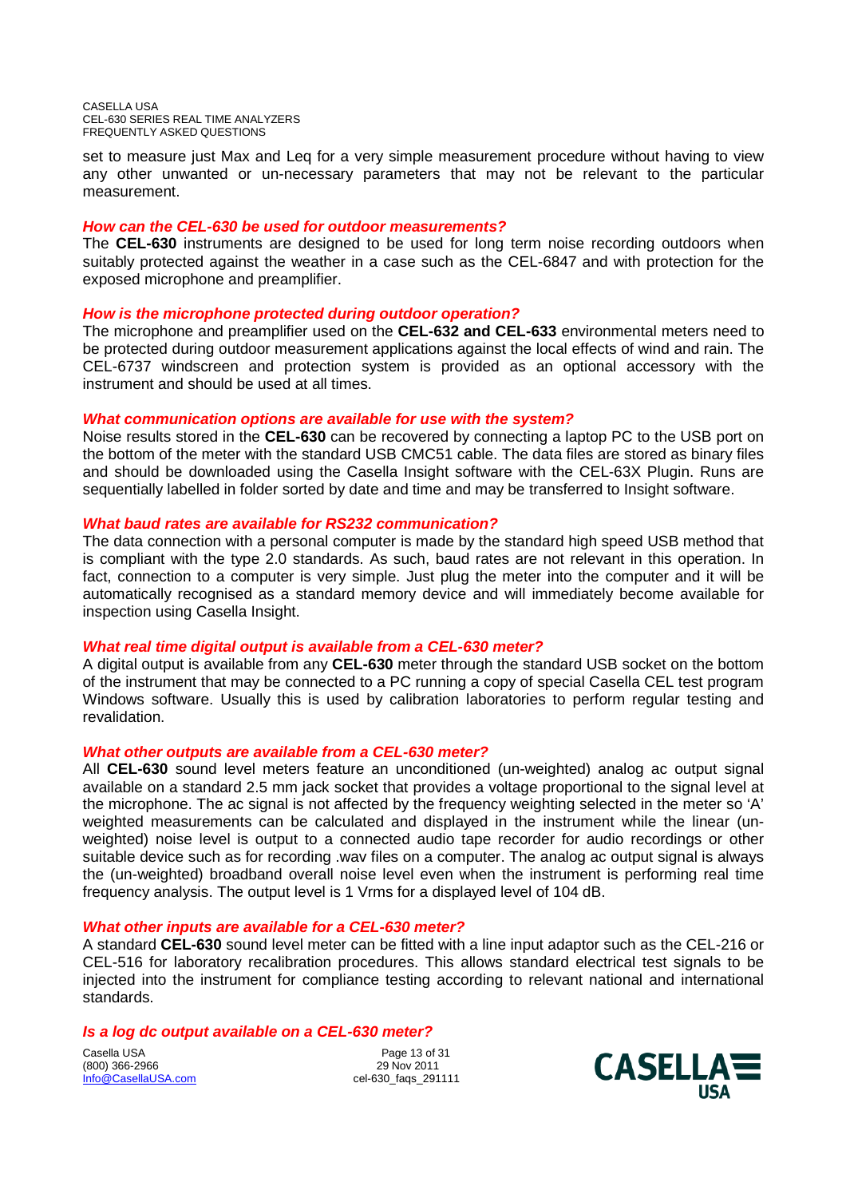set to measure just Max and Leq for a very simple measurement procedure without having to view any other unwanted or un-necessary parameters that may not be relevant to the particular measurement.

### *How can the CEL-630 be used for outdoor measurements?*

The **CEL-630** instruments are designed to be used for long term noise recording outdoors when suitably protected against the weather in a case such as the CEL-6847 and with protection for the exposed microphone and preamplifier.

### *How is the microphone protected during outdoor operation?*

The microphone and preamplifier used on the **CEL-632 and CEL-633** environmental meters need to be protected during outdoor measurement applications against the local effects of wind and rain. The CEL-6737 windscreen and protection system is provided as an optional accessory with the instrument and should be used at all times.

### *What communication options are available for use with the system?*

Noise results stored in the **CEL-630** can be recovered by connecting a laptop PC to the USB port on the bottom of the meter with the standard USB CMC51 cable. The data files are stored as binary files and should be downloaded using the Casella Insight software with the CEL-63X Plugin. Runs are sequentially labelled in folder sorted by date and time and may be transferred to Insight software.

### *What baud rates are available for RS232 communication?*

The data connection with a personal computer is made by the standard high speed USB method that is compliant with the type 2.0 standards. As such, baud rates are not relevant in this operation. In fact, connection to a computer is very simple. Just plug the meter into the computer and it will be automatically recognised as a standard memory device and will immediately become available for inspection using Casella Insight.

### *What real time digital output is available from a CEL-630 meter?*

A digital output is available from any **CEL-630** meter through the standard USB socket on the bottom of the instrument that may be connected to a PC running a copy of special Casella CEL test program Windows software. Usually this is used by calibration laboratories to perform regular testing and revalidation.

### *What other outputs are available from a CEL-630 meter?*

All **CEL-630** sound level meters feature an unconditioned (un-weighted) analog ac output signal available on a standard 2.5 mm jack socket that provides a voltage proportional to the signal level at the microphone. The ac signal is not affected by the frequency weighting selected in the meter so 'A' weighted measurements can be calculated and displayed in the instrument while the linear (un-weighted) noise level is output to a connected audio tape recorder for audio recordings or other suitable device such as for recording .wav files on a computer. The analog ac output signal is always the (un-weighted) broadband overall noise level even when the instrument is performing real time frequency analysis. The output level is 1 Vrms for a displayed level of 104 dB.

### *What other inputs are available for a CEL-630 meter?*

A standard **CEL-630** sound level meter can be fitted with a line input adaptor such as the CEL-216 or CEL-516 for laboratory recalibration procedures. This allows standard electrical test signals to be injected into the instrument for compliance testing according to relevant national and international standards.

### *Is a log dc output available on a CEL-630 meter?*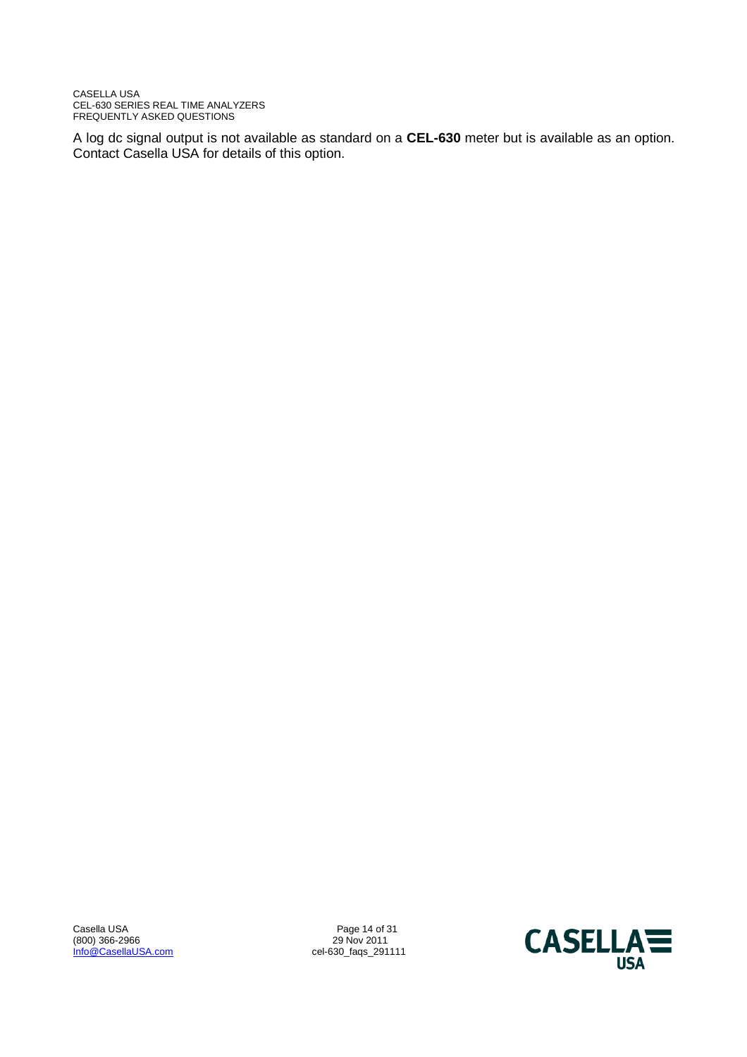A log dc signal output is not available as standard on a **CEL-630** meter but is available as an option. Contact Casella USA for details of this option.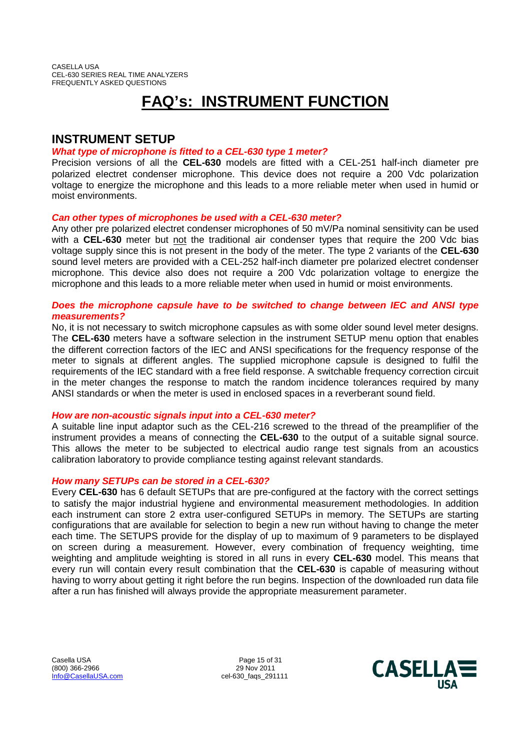# FAQ's: INSTRUMENT FUNCTION

## INSTRUMENT SETUP

### *What type of microphone is fitted to a CEL-630 type 1 meter?*

Precision versions of all the **CEL-630** models are fitted with a CEL-251 half-inch diameter pre polarized electret condenser microphone. This device does not require a 200 Vdc polarization voltage to energize the microphone and this leads to a more reliable meter when used in humid or moist environments.

### *Can other types of microphones be used with a CEL-630 meter?*

Any other pre polarized electret condenser microphones of 50 mV/Pa nominal sensitivity can be used with a **CEL-630** meter but not the traditional air condenser types that require the 200 Vdc bias voltage supply since this is not present in the body of the meter. The type 2 variants of the **CEL-630** sound level meters are provided with a CEL-252 half-inch diameter pre polarized electret condenser microphone. This device also does not require a 200 Vdc polarization voltage to energize the microphone and this leads to a more reliable meter when used in humid or moist environments.

### *Does the microphone capsule have to be switched to change between IEC and ANSI type measurements?*

No, it is not necessary to switch microphone capsules as with some older sound level meter designs. The **CEL-630** meters have a software selection in the instrument SETUP menu option that enables the different correction factors of the IEC and ANSI specifications for the frequency response of the meter to signals at different angles. The supplied microphone capsule is designed to fulfil the requirements of the IEC standard with a free field response. A switchable frequency correction circuit in the meter changes the response to match the random incidence tolerances required by many ANSI standards or when the meter is used in enclosed spaces in a reverberant sound field.

### *How are non-acoustic signals input into a CEL-630 meter?*

A suitable line input adaptor such as the CEL-216 screwed to the thread of the preamplifier of the instrument provides a means of connecting the **CEL-630** to the output of a suitable signal source. This allows the meter to be subjected to electrical audio range test signals from an acoustics calibration laboratory to provide compliance testing against relevant standards.

### *How many SETUPs can be stored in a CEL-630?*

Every **CEL-630** has 6 default SETUPs that are pre-configured at the factory with the correct settings to satisfy the major industrial hygiene and environmental measurement methodologies. In addition each instrument can store 2 extra user-configured SETUPs in memory. The SETUPs are starting configurations that are available for selection to begin a new run without having to change the meter each time. The SETUPS provide for the display of up to maximum of 9 parameters to be displayed on screen during a measurement. However, every combination of frequency weighting, time weighting and amplitude weighting is stored in all runs in every **CEL-630** model. This means that every run will contain every result combination that the **CEL-630** is capable of measuring without having to worry about getting it right before the run begins. Inspection of the downloaded run data file after a run has finished will always provide the appropriate measurement parameter.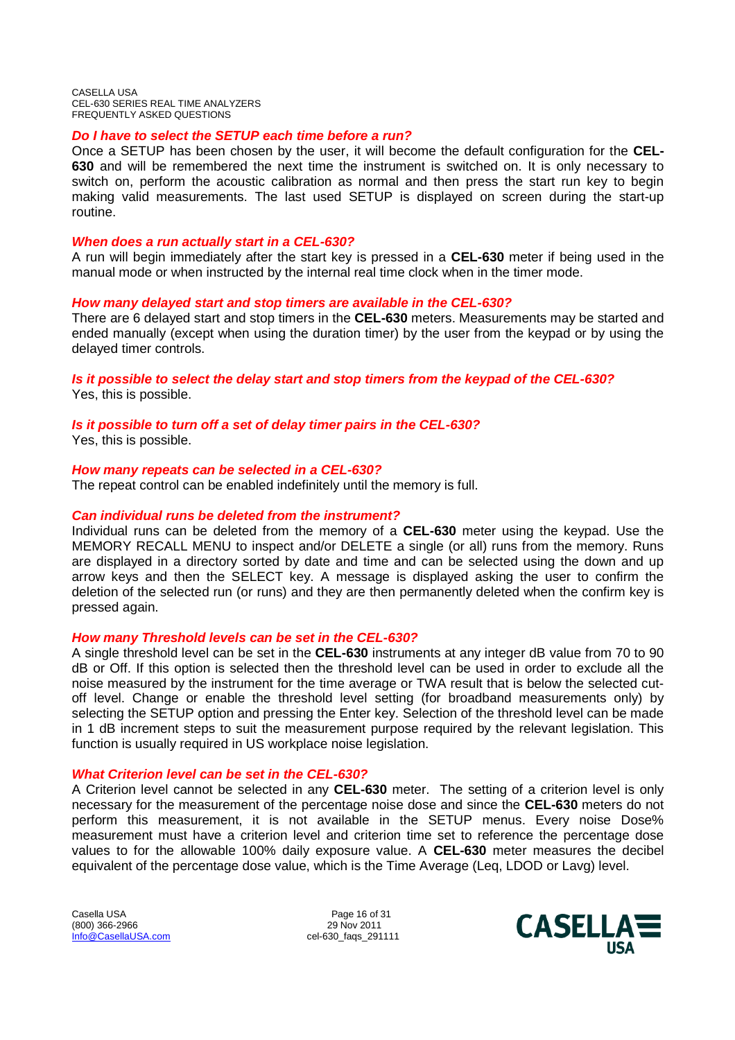### *Do I have to select the SETUP each time before a run?*

Once a SETUP has been chosen by the user, it will become the default configuration for the **CEL-630** and will be remembered the next time the instrument is switched on. It is only necessary to switch on, perform the acoustic calibration as normal and then press the start run key to begin making valid measurements. The last used SETUP is displayed on screen during the start-up routine.

### *When does a run actually start in a CEL-630?*

A run will begin immediately after the start key is pressed in a **CEL-630** meter if being used in the manual mode or when instructed by the internal real time clock when in the timer mode.

### *How many delayed start and stop timers are available in the CEL-630?*

There are 6 delayed start and stop timers in the **CEL-630** meters. Measurements may be started and ended manually (except when using the duration timer) by the user from the keypad or by using the delayed timer controls.

### *Is it possible to select the delay start and stop timers from the keypad of the CEL-630?*

Yes, this is possible.

### *Is it possible to turn off a set of delay timer pairs in the CEL-630?*

Yes, this is possible.

### *How many repeats can be selected in a CEL-630?*

The repeat control can be enabled indefinitely until the memory is full.

### *Can individual runs be deleted from the instrument?*

Individual runs can be deleted from the memory of a **CEL-630** meter using the keypad. Use the MEMORY RECALL MENU to inspect and/or DELETE a single (or all) runs from the memory. Runs are displayed in a directory sorted by date and time and can be selected using the down and up arrow keys and then the SELECT key. A message is displayed asking the user to confirm the deletion of the selected run (or runs) and they are then permanently deleted when the confirm key is pressed again.

### *How many Threshold levels can be set in the CEL-630?*

A single threshold level can be set in the **CEL-630** instruments at any integer dB value from 70 to 90 dB or Off. If this option is selected then the threshold level can be used in order to exclude all the noise measured by the instrument for the time average or TWA result that is below the selected cut-off level. Change or enable the threshold level setting (for broadband measurements only) by selecting the SETUP option and pressing the Enter key. Selection of the threshold level can be made in 1 dB increment steps to suit the measurement purpose required by the relevant legislation. This function is usually required in US workplace noise legislation.

### *What Criterion level can be set in the CEL-630?*

A Criterion level cannot be selected in any **CEL-630** meter. The setting of a criterion level is only necessary for the measurement of the percentage noise dose and since the **CEL-630** meters do not perform this measurement, it is not available in the SETUP menus. Every noise Dose% measurement must have a criterion level and criterion time set to reference the percentage dose values to for the allowable 100% daily exposure value. A **CEL-630** meter measures the decibel equivalent of the percentage dose value, which is the Time Average (Leq, LDOD or Lavg) level.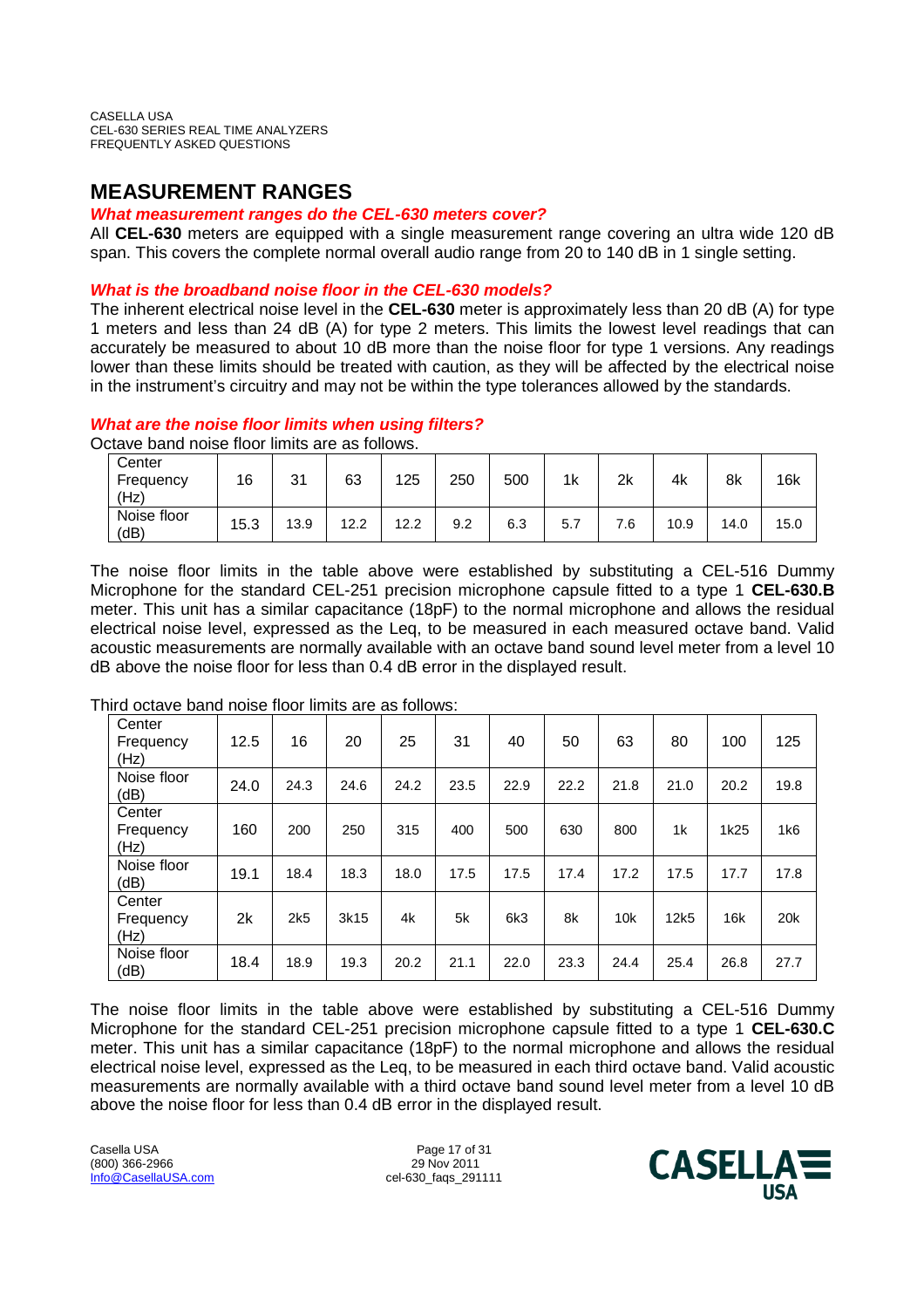## MEASUREMENT RANGES

***What measurement ranges do the CEL-630 meters cover?***

All **CEL-630** meters are equipped with a single measurement range covering an ultra wide 120 dB span. This covers the complete normal overall audio range from 20 to 140 dB in 1 single setting.

***What is the broadband noise floor in the CEL-630 models?***

The inherent electrical noise level in the **CEL-630** meter is approximately less than 20 dB (A) for type 1 meters and less than 24 dB (A) for type 2 meters. This limits the lowest level readings that can accurately be measured to about 10 dB more than the noise floor for type 1 versions. Any readings lower than these limits should be treated with caution, as they will be affected by the electrical noise in the instrument's circuitry and may not be within the type tolerances allowed by the standards.

***What are the noise floor limits when using filters?***

Octave band noise floor limits are as follows.

| Center Frequency (Hz) | 16 | 31 | 63 | 125 | 250 | 500 | 1k | 2k | 4k | 8k | 16k |
|---|---|---|---|---|---|---|---|---|---|---|---|
| Noise floor (dB) | 15.3 | 13.9 | 12.2 | 12.2 | 9.2 | 6.3 | 5.7 | 7.6 | 10.9 | 14.0 | 15.0 |

The noise floor limits in the table above were established by substituting a CEL-516 Dummy Microphone for the standard CEL-251 precision microphone capsule fitted to a type 1 **CEL-630.B** meter. This unit has a similar capacitance (18pF) to the normal microphone and allows the residual electrical noise level, expressed as the Leq, to be measured in each measured octave band. Valid acoustic measurements are normally available with an octave band sound level meter from a level 10 dB above the noise floor for less than 0.4 dB error in the displayed result.

Third octave band noise floor limits are as follows:

| Center Frequency (Hz) | 12.5 | 16 | 20 | 25 | 31 | 40 | 50 | 63 | 80 | 100 | 125 |
|---|---|---|---|---|---|---|---|---|---|---|---|
| Noise floor (dB) | 24.0 | 24.3 | 24.6 | 24.2 | 23.5 | 22.9 | 22.2 | 21.8 | 21.0 | 20.2 | 19.8 |
| Center Frequency (Hz) | 160 | 200 | 250 | 315 | 400 | 500 | 630 | 800 | 1k | 1k25 | 1k6 |
| Noise floor (dB) | 19.1 | 18.4 | 18.3 | 18.0 | 17.5 | 17.5 | 17.4 | 17.2 | 17.5 | 17.7 | 17.8 |
| Center Frequency (Hz) | 2k | 2k5 | 3k15 | 4k | 5k | 6k3 | 8k | 10k | 12k5 | 16k | 20k |
| Noise floor (dB) | 18.4 | 18.9 | 19.3 | 20.2 | 21.1 | 22.0 | 23.3 | 24.4 | 25.4 | 26.8 | 27.7 |

The noise floor limits in the table above were established by substituting a CEL-516 Dummy Microphone for the standard CEL-251 precision microphone capsule fitted to a type 1 **CEL-630.C** meter. This unit has a similar capacitance (18pF) to the normal microphone and allows the residual electrical noise level, expressed as the Leq, to be measured in each third octave band. Valid acoustic measurements are normally available with a third octave band sound level meter from a level 10 dB above the noise floor for less than 0.4 dB error in the displayed result.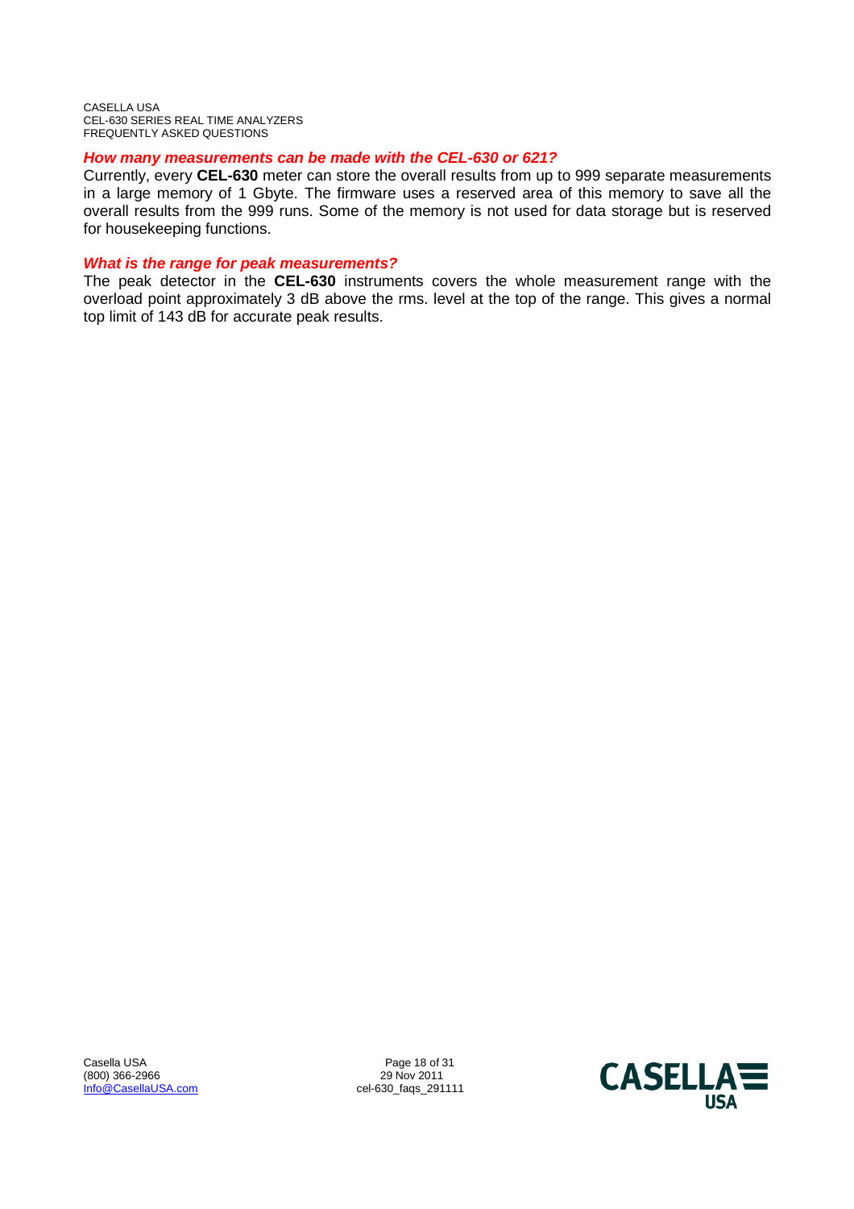### *How many measurements can be made with the CEL-630 or 621?*

Currently, every **CEL-630** meter can store the overall results from up to 999 separate measurements in a large memory of 1 Gbyte. The firmware uses a reserved area of this memory to save all the overall results from the 999 runs. Some of the memory is not used for data storage but is reserved for housekeeping functions.

### *What is the range for peak measurements?*

The peak detector in the **CEL-630** instruments covers the whole measurement range with the overload point approximately 3 dB above the rms. level at the top of the range. This gives a normal top limit of 143 dB for accurate peak results.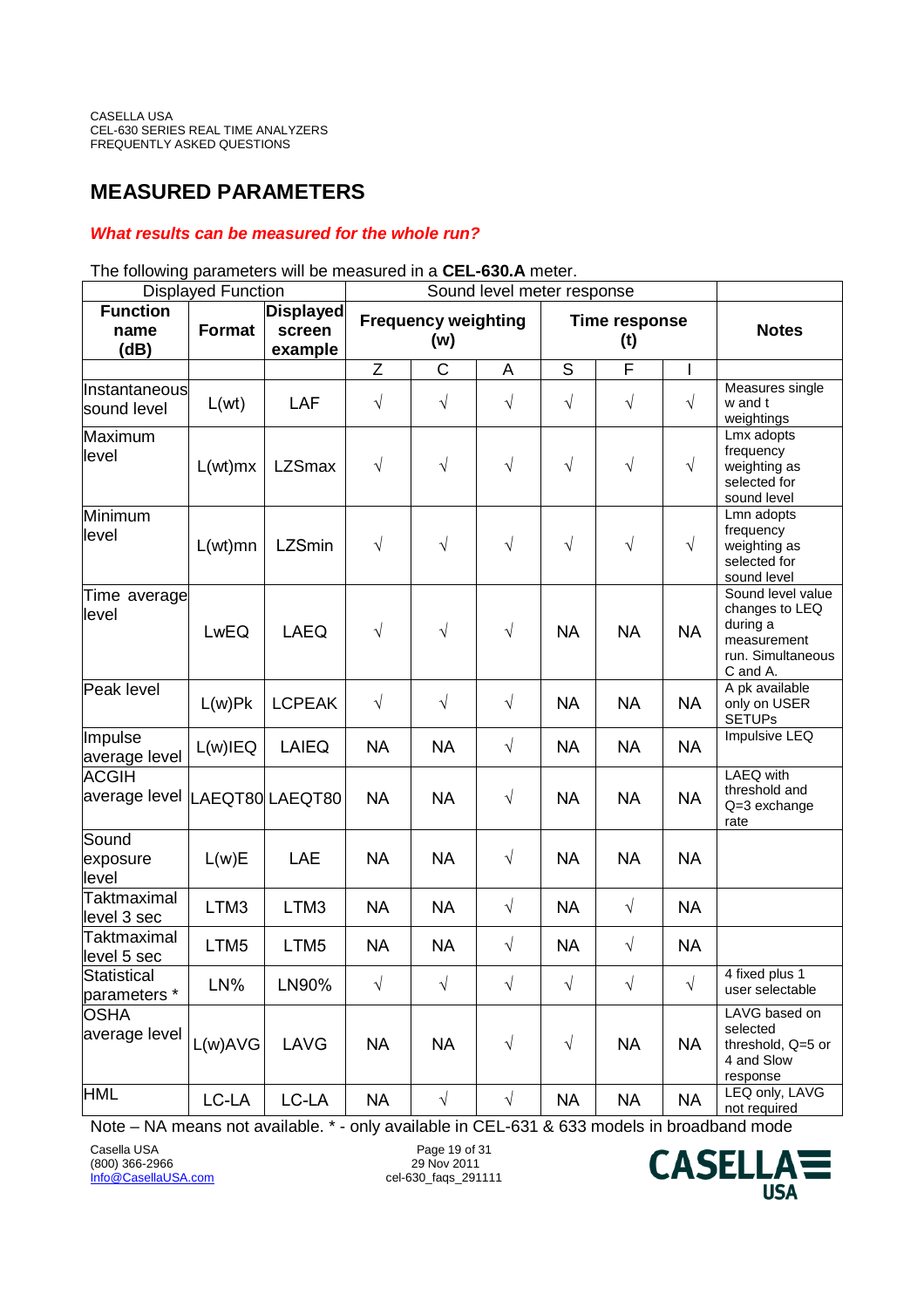## MEASURED PARAMETERS

***What results can be measured for the whole run?***

The following parameters will be measured in a **CEL-630.A** meter.

| Displayed Function | | | Sound level meter response | | | | | | |
|---|---|---|---|---|---|---|---|---|---|
| **Function name (dB)** | **Format** | **Displayed screen example** | **Frequency weighting (w)** | | | **Time response (t)** | | | **Notes** |
| | | | Z | C | A | S | F | I | |
| Instantaneous sound level | L(wt) | LAF | √ | √ | √ | √ | √ | √ | Measures single w and t weightings |
| Maximum level | L(wt)mx | LZSmax | √ | √ | √ | √ | √ | √ | Lmx adopts frequency weighting as selected for sound level |
| Minimum level | L(wt)mn | LZSmin | √ | √ | √ | √ | √ | √ | Lmn adopts frequency weighting as selected for sound level |
| Time average level | LwEQ | LAEQ | √ | √ | √ | NA | NA | NA | Sound level value changes to LEQ during a measurement run. Simultaneous C and A. |
| Peak level | L(w)Pk | LCPEAK | √ | √ | √ | NA | NA | NA | A pk available only on USER SETUPs |
| Impulse average level | L(w)IEQ | LAIEQ | NA | NA | √ | NA | NA | NA | Impulsive LEQ |
| ACGIH average level | LAEQT80 | LAEQT80 | NA | NA | √ | NA | NA | NA | LAEQ with threshold and Q=3 exchange rate |
| Sound exposure level | L(w)E | LAE | NA | NA | √ | NA | NA | NA | |
| Taktmaximal level 3 sec | LTM3 | LTM3 | NA | NA | √ | NA | √ | NA | |
| Taktmaximal level 5 sec | LTM5 | LTM5 | NA | NA | √ | NA | √ | NA | |
| Statistical parameters * | LN% | LN90% | √ | √ | √ | √ | √ | √ | 4 fixed plus 1 user selectable |
| OSHA average level | L(w)AVG | LAVG | NA | NA | √ | √ | NA | NA | LAVG based on selected threshold, Q=5 or 4 and Slow response |
| HML | LC-LA | LC-LA | NA | √ | √ | NA | NA | NA | LEQ only, LAVG not required |

Note – NA means not available. * - only available in CEL-631 & 633 models in broadband mode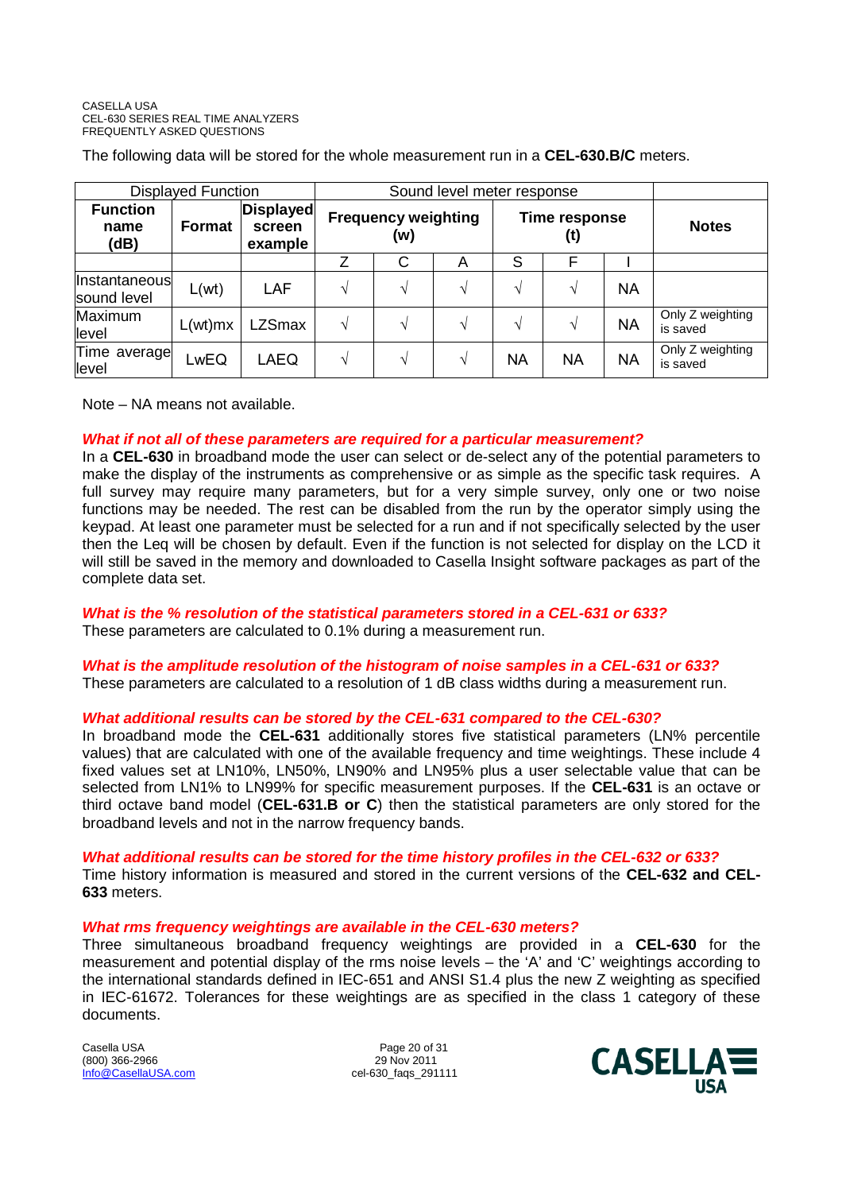The following data will be stored for the whole measurement run in a **CEL-630.B/C** meters.

| Displayed Function | | | Sound level meter response | | | | | | |
|---|---|---|---|---|---|---|---|---|---|
| **Function name (dB)** | **Format** | **Displayed screen example** | **Frequency weighting (w)** | | | **Time response (t)** | | | **Notes** |
| | | | Z | C | A | S | F | I | |
| Instantaneous sound level | L(wt) | LAF | √ | √ | √ | √ | √ | NA | |
| Maximum level | L(wt)mx | LZSmax | √ | √ | √ | √ | √ | NA | Only Z weighting is saved |
| Time average level | LwEQ | LAEQ | √ | √ | √ | NA | NA | NA | Only Z weighting is saved |

Note – NA means not available.

***What if not all of these parameters are required for a particular measurement?***

In a **CEL-630** in broadband mode the user can select or de-select any of the potential parameters to make the display of the instruments as comprehensive or as simple as the specific task requires. A full survey may require many parameters, but for a very simple survey, only one or two noise functions may be needed. The rest can be disabled from the run by the operator simply using the keypad. At least one parameter must be selected for a run and if not specifically selected by the user then the Leq will be chosen by default. Even if the function is not selected for display on the LCD it will still be saved in the memory and downloaded to Casella Insight software packages as part of the complete data set.

***What is the % resolution of the statistical parameters stored in a CEL-631 or 633?***

These parameters are calculated to 0.1% during a measurement run.

***What is the amplitude resolution of the histogram of noise samples in a CEL-631 or 633?***

These parameters are calculated to a resolution of 1 dB class widths during a measurement run.

***What additional results can be stored by the CEL-631 compared to the CEL-630?***

In broadband mode the **CEL-631** additionally stores five statistical parameters (LN% percentile values) that are calculated with one of the available frequency and time weightings. These include 4 fixed values set at LN10%, LN50%, LN90% and LN95% plus a user selectable value that can be selected from LN1% to LN99% for specific measurement purposes. If the **CEL-631** is an octave or third octave band model (**CEL-631.B or C**) then the statistical parameters are only stored for the broadband levels and not in the narrow frequency bands.

***What additional results can be stored for the time history profiles in the CEL-632 or 633?***

Time history information is measured and stored in the current versions of the **CEL-632 and CEL-633** meters.

***What rms frequency weightings are available in the CEL-630 meters?***

Three simultaneous broadband frequency weightings are provided in a **CEL-630** for the measurement and potential display of the rms noise levels – the 'A' and 'C' weightings according to the international standards defined in IEC-651 and ANSI S1.4 plus the new Z weighting as specified in IEC-61672. Tolerances for these weightings are as specified in the class 1 category of these documents.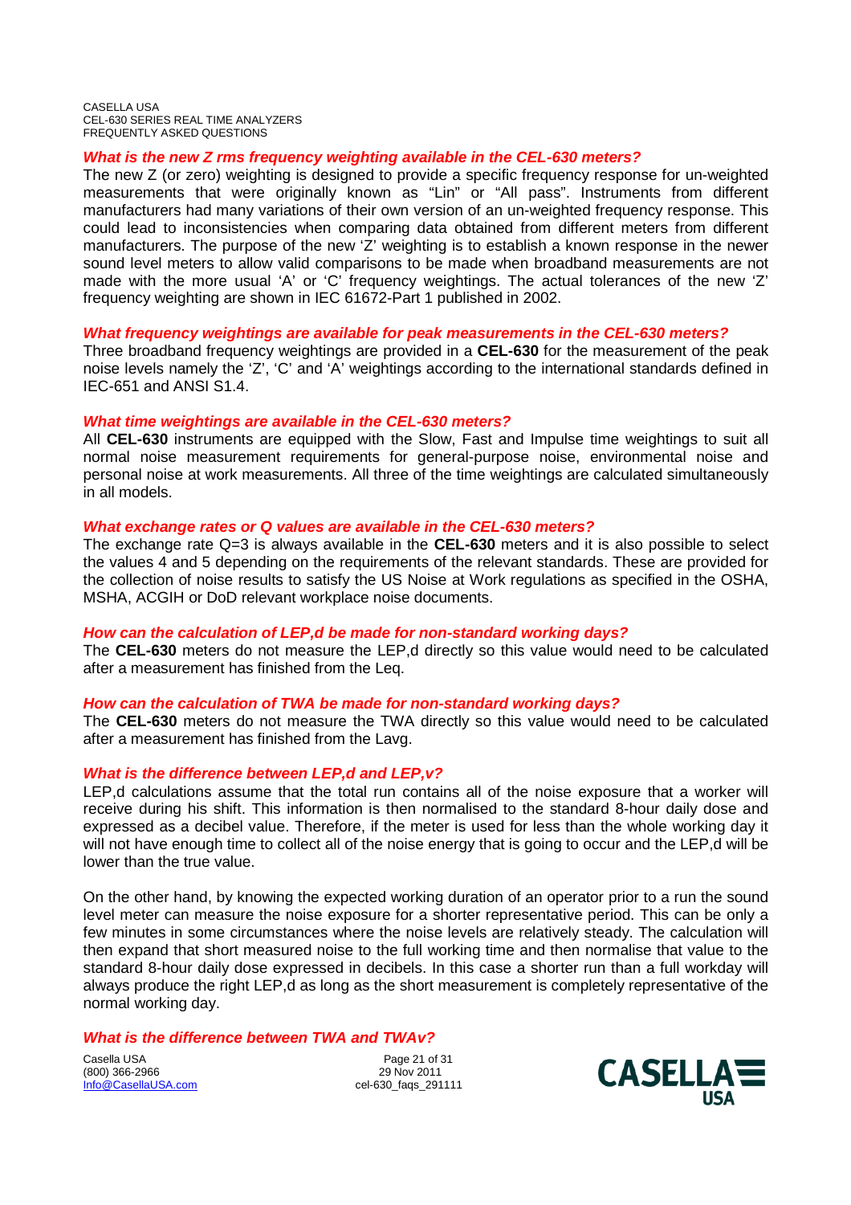### What is the new Z rms frequency weighting available in the CEL-630 meters?

The new Z (or zero) weighting is designed to provide a specific frequency response for un-weighted measurements that were originally known as "Lin" or "All pass". Instruments from different manufacturers had many variations of their own version of an un-weighted frequency response. This could lead to inconsistencies when comparing data obtained from different meters from different manufacturers. The purpose of the new 'Z' weighting is to establish a known response in the newer sound level meters to allow valid comparisons to be made when broadband measurements are not made with the more usual 'A' or 'C' frequency weightings. The actual tolerances of the new 'Z' frequency weighting are shown in IEC 61672-Part 1 published in 2002.

### What frequency weightings are available for peak measurements in the CEL-630 meters?

Three broadband frequency weightings are provided in a **CEL-630** for the measurement of the peak noise levels namely the 'Z', 'C' and 'A' weightings according to the international standards defined in IEC-651 and ANSI S1.4.

### What time weightings are available in the CEL-630 meters?

All **CEL-630** instruments are equipped with the Slow, Fast and Impulse time weightings to suit all normal noise measurement requirements for general-purpose noise, environmental noise and personal noise at work measurements. All three of the time weightings are calculated simultaneously in all models.

### What exchange rates or Q values are available in the CEL-630 meters?

The exchange rate Q=3 is always available in the **CEL-630** meters and it is also possible to select the values 4 and 5 depending on the requirements of the relevant standards. These are provided for the collection of noise results to satisfy the US Noise at Work regulations as specified in the OSHA, MSHA, ACGIH or DoD relevant workplace noise documents.

### How can the calculation of LEP,d be made for non-standard working days?

The **CEL-630** meters do not measure the LEP,d directly so this value would need to be calculated after a measurement has finished from the Leq.

### How can the calculation of TWA be made for non-standard working days?

The **CEL-630** meters do not measure the TWA directly so this value would need to be calculated after a measurement has finished from the Lavg.

### What is the difference between LEP,d and LEP,v?

LEP,d calculations assume that the total run contains all of the noise exposure that a worker will receive during his shift. This information is then normalised to the standard 8-hour daily dose and expressed as a decibel value. Therefore, if the meter is used for less than the whole working day it will not have enough time to collect all of the noise energy that is going to occur and the LEP,d will be lower than the true value.

On the other hand, by knowing the expected working duration of an operator prior to a run the sound level meter can measure the noise exposure for a shorter representative period. This can be only a few minutes in some circumstances where the noise levels are relatively steady. The calculation will then expand that short measured noise to the full working time and then normalise that value to the standard 8-hour daily dose expressed in decibels. In this case a shorter run than a full workday will always produce the right LEP,d as long as the short measurement is completely representative of the normal working day.

### What is the difference between TWA and TWAv?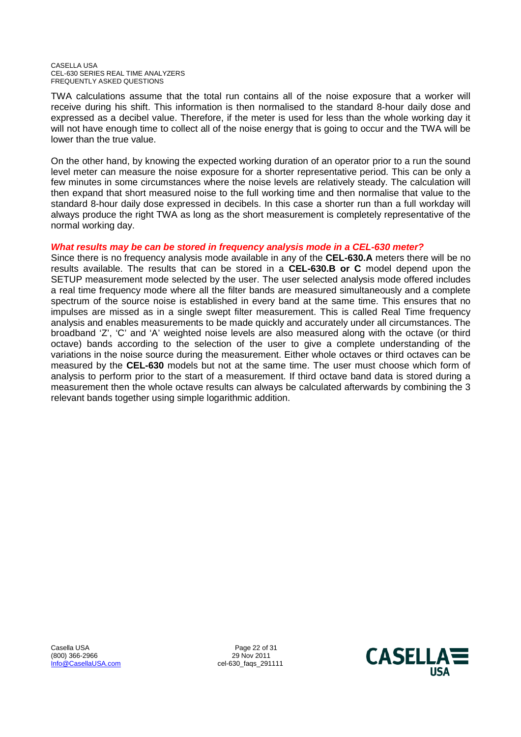TWA calculations assume that the total run contains all of the noise exposure that a worker will receive during his shift. This information is then normalised to the standard 8-hour daily dose and expressed as a decibel value. Therefore, if the meter is used for less than the whole working day it will not have enough time to collect all of the noise energy that is going to occur and the TWA will be lower than the true value.

On the other hand, by knowing the expected working duration of an operator prior to a run the sound level meter can measure the noise exposure for a shorter representative period. This can be only a few minutes in some circumstances where the noise levels are relatively steady. The calculation will then expand that short measured noise to the full working time and then normalise that value to the standard 8-hour daily dose expressed in decibels. In this case a shorter run than a full workday will always produce the right TWA as long as the short measurement is completely representative of the normal working day.

### *What results may be can be stored in frequency analysis mode in a CEL-630 meter?*

Since there is no frequency analysis mode available in any of the **CEL-630.A** meters there will be no results available. The results that can be stored in a **CEL-630.B or C** model depend upon the SETUP measurement mode selected by the user. The user selected analysis mode offered includes a real time frequency mode where all the filter bands are measured simultaneously and a complete spectrum of the source noise is established in every band at the same time. This ensures that no impulses are missed as in a single swept filter measurement. This is called Real Time frequency analysis and enables measurements to be made quickly and accurately under all circumstances. The broadband 'Z', 'C' and 'A' weighted noise levels are also measured along with the octave (or third octave) bands according to the selection of the user to give a complete understanding of the variations in the noise source during the measurement. Either whole octaves or third octaves can be measured by the **CEL-630** models but not at the same time. The user must choose which form of analysis to perform prior to the start of a measurement. If third octave band data is stored during a measurement then the whole octave results can always be calculated afterwards by combining the 3 relevant bands together using simple logarithmic addition.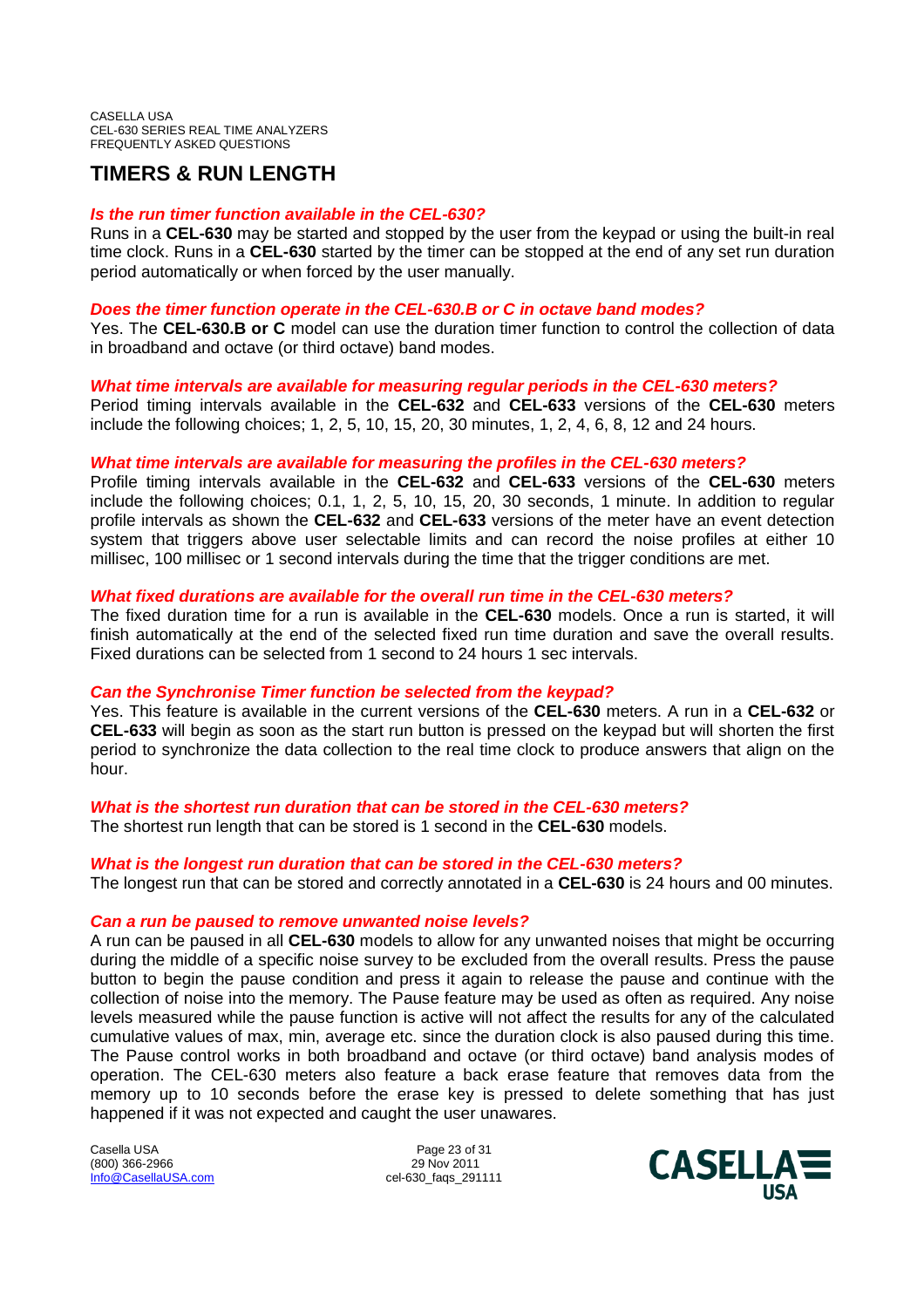# TIMERS & RUN LENGTH

***Is the run timer function available in the CEL-630?***

Runs in a **CEL-630** may be started and stopped by the user from the keypad or using the built-in real time clock. Runs in a **CEL-630** started by the timer can be stopped at the end of any set run duration period automatically or when forced by the user manually.

***Does the timer function operate in the CEL-630.B or C in octave band modes?***

Yes. The **CEL-630.B or C** model can use the duration timer function to control the collection of data in broadband and octave (or third octave) band modes.

***What time intervals are available for measuring regular periods in the CEL-630 meters?***

Period timing intervals available in the **CEL-632** and **CEL-633** versions of the **CEL-630** meters include the following choices; 1, 2, 5, 10, 15, 20, 30 minutes, 1, 2, 4, 6, 8, 12 and 24 hours.

***What time intervals are available for measuring the profiles in the CEL-630 meters?***

Profile timing intervals available in the **CEL-632** and **CEL-633** versions of the **CEL-630** meters include the following choices; 0.1, 1, 2, 5, 10, 15, 20, 30 seconds, 1 minute. In addition to regular profile intervals as shown the **CEL-632** and **CEL-633** versions of the meter have an event detection system that triggers above user selectable limits and can record the noise profiles at either 10 millisec, 100 millisec or 1 second intervals during the time that the trigger conditions are met.

***What fixed durations are available for the overall run time in the CEL-630 meters?***

The fixed duration time for a run is available in the **CEL-630** models. Once a run is started, it will finish automatically at the end of the selected fixed run time duration and save the overall results. Fixed durations can be selected from 1 second to 24 hours 1 sec intervals.

***Can the Synchronise Timer function be selected from the keypad?***

Yes. This feature is available in the current versions of the **CEL-630** meters. A run in a **CEL-632** or **CEL-633** will begin as soon as the start run button is pressed on the keypad but will shorten the first period to synchronize the data collection to the real time clock to produce answers that align on the hour.

***What is the shortest run duration that can be stored in the CEL-630 meters?***

The shortest run length that can be stored is 1 second in the **CEL-630** models.

***What is the longest run duration that can be stored in the CEL-630 meters?***

The longest run that can be stored and correctly annotated in a **CEL-630** is 24 hours and 00 minutes.

***Can a run be paused to remove unwanted noise levels?***

A run can be paused in all **CEL-630** models to allow for any unwanted noises that might be occurring during the middle of a specific noise survey to be excluded from the overall results. Press the pause button to begin the pause condition and press it again to release the pause and continue with the collection of noise into the memory. The Pause feature may be used as often as required. Any noise levels measured while the pause function is active will not affect the results for any of the calculated cumulative values of max, min, average etc. since the duration clock is also paused during this time. The Pause control works in both broadband and octave (or third octave) band analysis modes of operation. The CEL-630 meters also feature a back erase feature that removes data from the memory up to 10 seconds before the erase key is pressed to delete something that has just happened if it was not expected and caught the user unawares.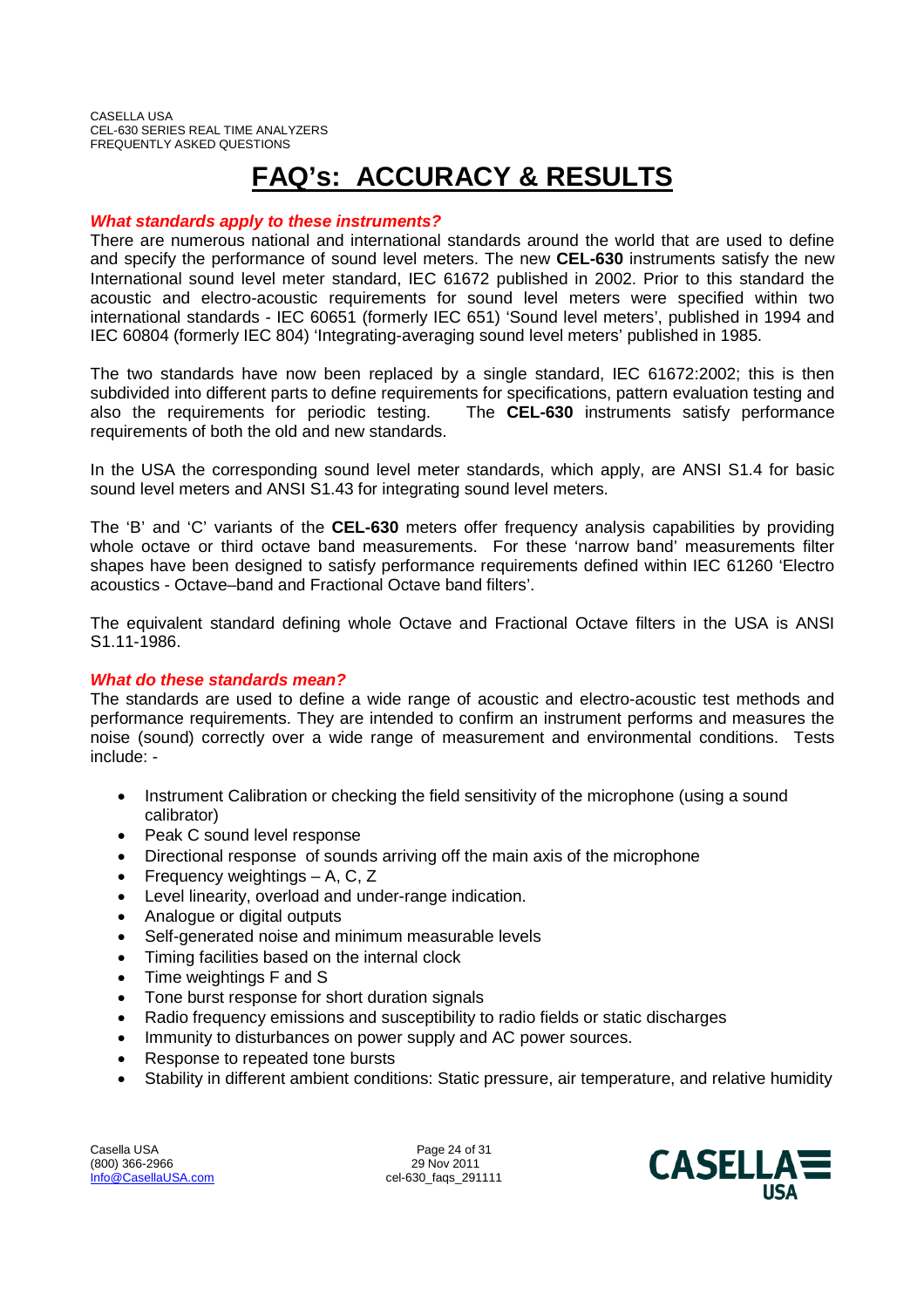# FAQ's: ACCURACY & RESULTS

***What standards apply to these instruments?***

There are numerous national and international standards around the world that are used to define and specify the performance of sound level meters. The new **CEL-630** instruments satisfy the new International sound level meter standard, IEC 61672 published in 2002. Prior to this standard the acoustic and electro-acoustic requirements for sound level meters were specified within two international standards - IEC 60651 (formerly IEC 651) 'Sound level meters', published in 1994 and IEC 60804 (formerly IEC 804) 'Integrating-averaging sound level meters' published in 1985.

The two standards have now been replaced by a single standard, IEC 61672:2002; this is then subdivided into different parts to define requirements for specifications, pattern evaluation testing and also the requirements for periodic testing. The **CEL-630** instruments satisfy performance requirements of both the old and new standards.

In the USA the corresponding sound level meter standards, which apply, are ANSI S1.4 for basic sound level meters and ANSI S1.43 for integrating sound level meters.

The 'B' and 'C' variants of the **CEL-630** meters offer frequency analysis capabilities by providing whole octave or third octave band measurements. For these 'narrow band' measurements filter shapes have been designed to satisfy performance requirements defined within IEC 61260 'Electro acoustics - Octave–band and Fractional Octave band filters'.

The equivalent standard defining whole Octave and Fractional Octave filters in the USA is ANSI S1.11-1986.

***What do these standards mean?***

The standards are used to define a wide range of acoustic and electro-acoustic test methods and performance requirements. They are intended to confirm an instrument performs and measures the noise (sound) correctly over a wide range of measurement and environmental conditions. Tests include: -

- Instrument Calibration or checking the field sensitivity of the microphone (using a sound calibrator)
- Peak C sound level response
- Directional response of sounds arriving off the main axis of the microphone
- Frequency weightings – A, C, Z
- Level linearity, overload and under-range indication.
- Analogue or digital outputs
- Self-generated noise and minimum measurable levels
- Timing facilities based on the internal clock
- Time weightings F and S
- Tone burst response for short duration signals
- Radio frequency emissions and susceptibility to radio fields or static discharges
- Immunity to disturbances on power supply and AC power sources.
- Response to repeated tone bursts
- Stability in different ambient conditions: Static pressure, air temperature, and relative humidity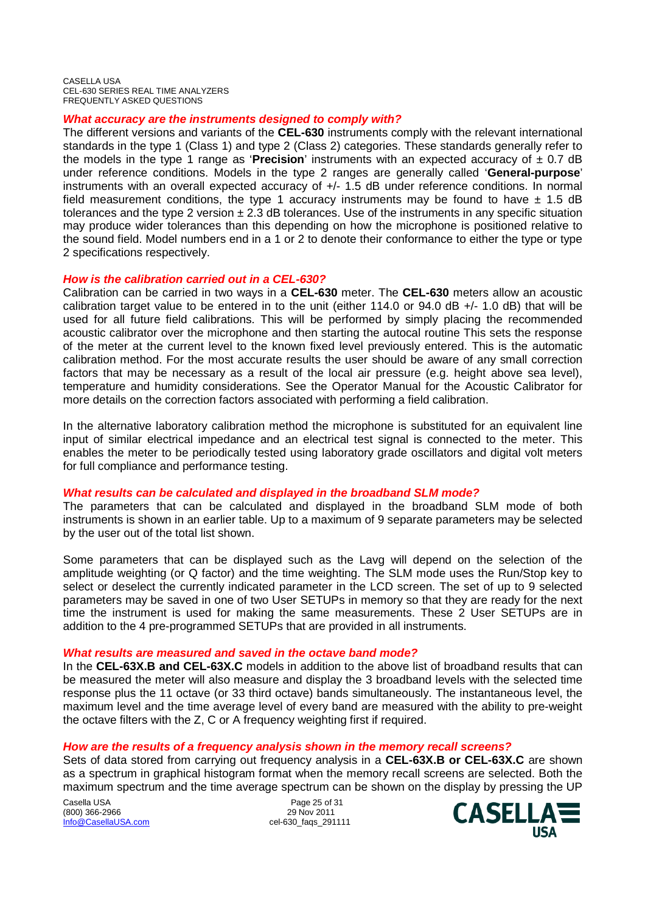### *What accuracy are the instruments designed to comply with?*

The different versions and variants of the **CEL-630** instruments comply with the relevant international standards in the type 1 (Class 1) and type 2 (Class 2) categories. These standards generally refer to the models in the type 1 range as '**Precision**' instruments with an expected accuracy of ± 0.7 dB under reference conditions. Models in the type 2 ranges are generally called '**General-purpose**' instruments with an overall expected accuracy of +/- 1.5 dB under reference conditions. In normal field measurement conditions, the type 1 accuracy instruments may be found to have ± 1.5 dB tolerances and the type 2 version ± 2.3 dB tolerances. Use of the instruments in any specific situation may produce wider tolerances than this depending on how the microphone is positioned relative to the sound field. Model numbers end in a 1 or 2 to denote their conformance to either the type or type 2 specifications respectively.

### *How is the calibration carried out in a CEL-630?*

Calibration can be carried in two ways in a **CEL-630** meter. The **CEL-630** meters allow an acoustic calibration target value to be entered in to the unit (either 114.0 or 94.0 dB +/- 1.0 dB) that will be used for all future field calibrations. This will be performed by simply placing the recommended acoustic calibrator over the microphone and then starting the autocal routine This sets the response of the meter at the current level to the known fixed level previously entered. This is the automatic calibration method. For the most accurate results the user should be aware of any small correction factors that may be necessary as a result of the local air pressure (e.g. height above sea level), temperature and humidity considerations. See the Operator Manual for the Acoustic Calibrator for more details on the correction factors associated with performing a field calibration.

In the alternative laboratory calibration method the microphone is substituted for an equivalent line input of similar electrical impedance and an electrical test signal is connected to the meter. This enables the meter to be periodically tested using laboratory grade oscillators and digital volt meters for full compliance and performance testing.

### *What results can be calculated and displayed in the broadband SLM mode?*

The parameters that can be calculated and displayed in the broadband SLM mode of both instruments is shown in an earlier table. Up to a maximum of 9 separate parameters may be selected by the user out of the total list shown.

Some parameters that can be displayed such as the Lavg will depend on the selection of the amplitude weighting (or Q factor) and the time weighting. The SLM mode uses the Run/Stop key to select or deselect the currently indicated parameter in the LCD screen. The set of up to 9 selected parameters may be saved in one of two User SETUPs in memory so that they are ready for the next time the instrument is used for making the same measurements. These 2 User SETUPs are in addition to the 4 pre-programmed SETUPs that are provided in all instruments.

### *What results are measured and saved in the octave band mode?*

In the **CEL-63X.B and CEL-63X.C** models in addition to the above list of broadband results that can be measured the meter will also measure and display the 3 broadband levels with the selected time response plus the 11 octave (or 33 third octave) bands simultaneously. The instantaneous level, the maximum level and the time average level of every band are measured with the ability to pre-weight the octave filters with the Z, C or A frequency weighting first if required.

### *How are the results of a frequency analysis shown in the memory recall screens?*

Sets of data stored from carrying out frequency analysis in a **CEL-63X.B or CEL-63X.C** are shown as a spectrum in graphical histogram format when the memory recall screens are selected. Both the maximum spectrum and the time average spectrum can be shown on the display by pressing the UP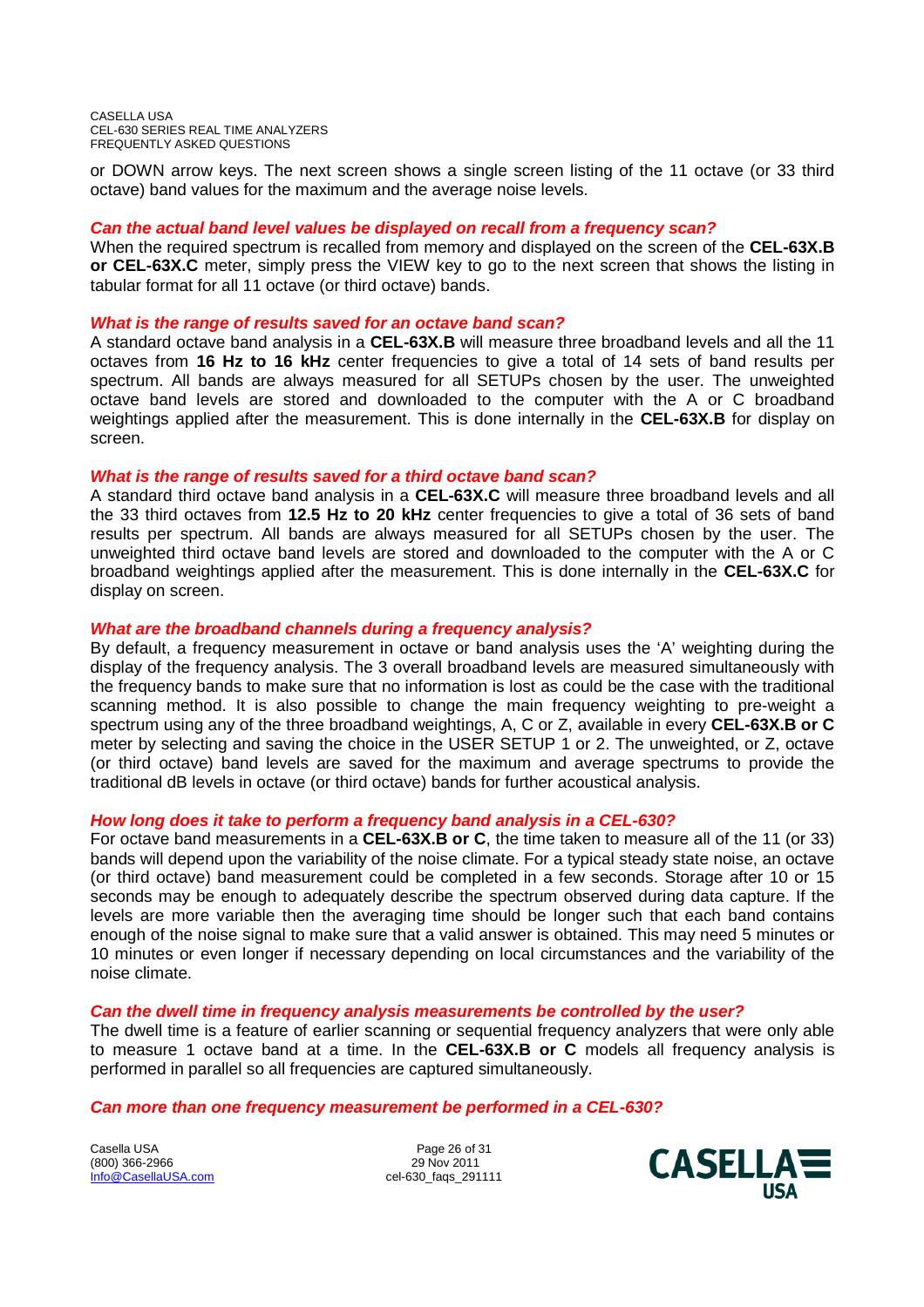or DOWN arrow keys. The next screen shows a single screen listing of the 11 octave (or 33 third octave) band values for the maximum and the average noise levels.

***Can the actual band level values be displayed on recall from a frequency scan?***

When the required spectrum is recalled from memory and displayed on the screen of the **CEL-63X.B or CEL-63X.C** meter, simply press the VIEW key to go to the next screen that shows the listing in tabular format for all 11 octave (or third octave) bands.

***What is the range of results saved for an octave band scan?***

A standard octave band analysis in a **CEL-63X.B** will measure three broadband levels and all the 11 octaves from **16 Hz to 16 kHz** center frequencies to give a total of 14 sets of band results per spectrum. All bands are always measured for all SETUPs chosen by the user. The unweighted octave band levels are stored and downloaded to the computer with the A or C broadband weightings applied after the measurement. This is done internally in the **CEL-63X.B** for display on screen.

***What is the range of results saved for a third octave band scan?***

A standard third octave band analysis in a **CEL-63X.C** will measure three broadband levels and all the 33 third octaves from **12.5 Hz to 20 kHz** center frequencies to give a total of 36 sets of band results per spectrum. All bands are always measured for all SETUPs chosen by the user. The unweighted third octave band levels are stored and downloaded to the computer with the A or C broadband weightings applied after the measurement. This is done internally in the **CEL-63X.C** for display on screen.

***What are the broadband channels during a frequency analysis?***

By default, a frequency measurement in octave or band analysis uses the 'A' weighting during the display of the frequency analysis. The 3 overall broadband levels are measured simultaneously with the frequency bands to make sure that no information is lost as could be the case with the traditional scanning method. It is also possible to change the main frequency weighting to pre-weight a spectrum using any of the three broadband weightings, A, C or Z, available in every **CEL-63X.B or C** meter by selecting and saving the choice in the USER SETUP 1 or 2. The unweighted, or Z, octave (or third octave) band levels are saved for the maximum and average spectrums to provide the traditional dB levels in octave (or third octave) bands for further acoustical analysis.

***How long does it take to perform a frequency band analysis in a CEL-630?***

For octave band measurements in a **CEL-63X.B or C**, the time taken to measure all of the 11 (or 33) bands will depend upon the variability of the noise climate. For a typical steady state noise, an octave (or third octave) band measurement could be completed in a few seconds. Storage after 10 or 15 seconds may be enough to adequately describe the spectrum observed during data capture. If the levels are more variable then the averaging time should be longer such that each band contains enough of the noise signal to make sure that a valid answer is obtained. This may need 5 minutes or 10 minutes or even longer if necessary depending on local circumstances and the variability of the noise climate.

***Can the dwell time in frequency analysis measurements be controlled by the user?***

The dwell time is a feature of earlier scanning or sequential frequency analyzers that were only able to measure 1 octave band at a time. In the **CEL-63X.B or C** models all frequency analysis is performed in parallel so all frequencies are captured simultaneously.

***Can more than one frequency measurement be performed in a CEL-630?***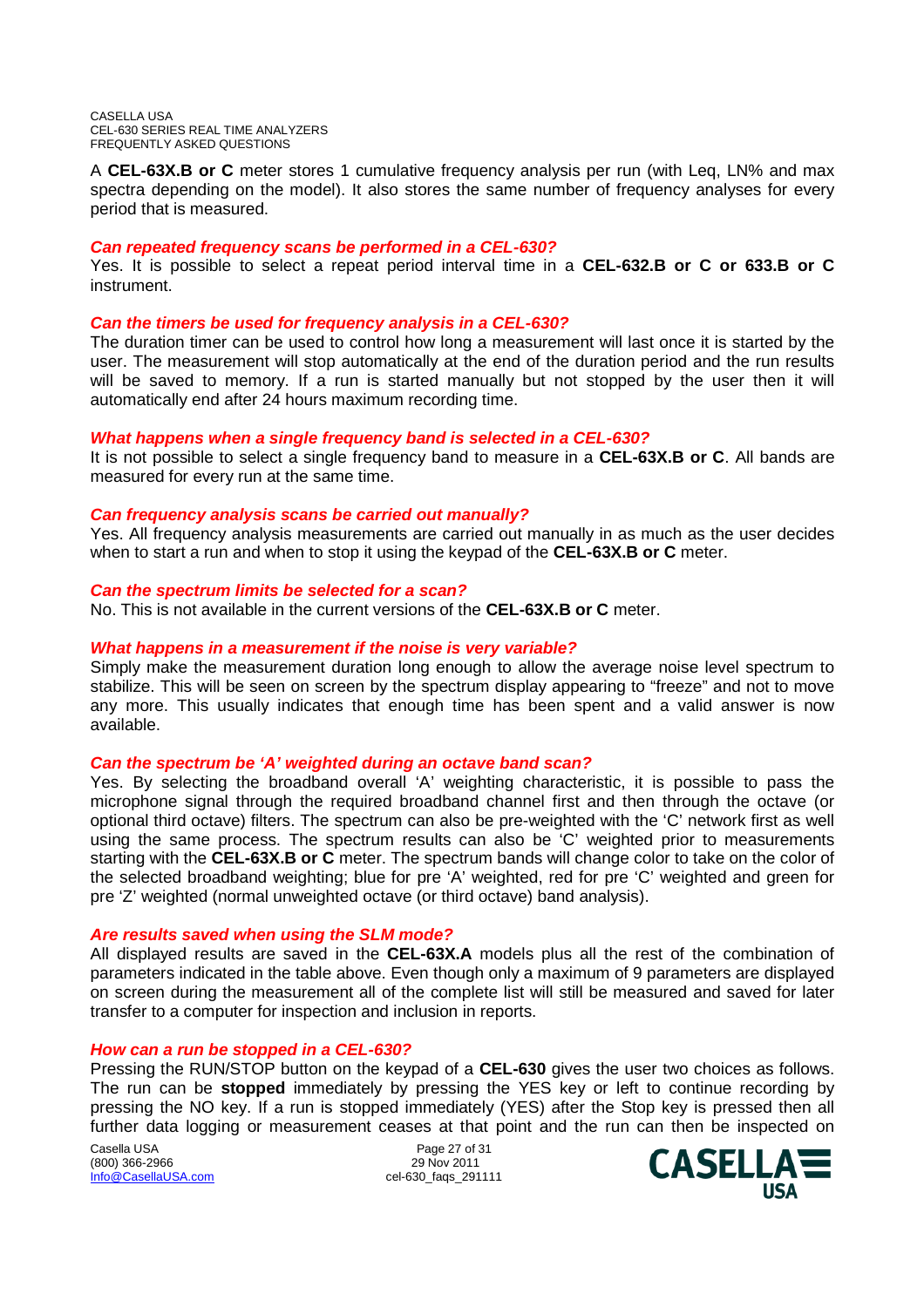A **CEL-63X.B or C** meter stores 1 cumulative frequency analysis per run (with Leq, LN% and max spectra depending on the model). It also stores the same number of frequency analyses for every period that is measured.

***Can repeated frequency scans be performed in a CEL-630?***
Yes. It is possible to select a repeat period interval time in a **CEL-632.B or C or 633.B or C** instrument.

***Can the timers be used for frequency analysis in a CEL-630?***
The duration timer can be used to control how long a measurement will last once it is started by the user. The measurement will stop automatically at the end of the duration period and the run results will be saved to memory. If a run is started manually but not stopped by the user then it will automatically end after 24 hours maximum recording time.

***What happens when a single frequency band is selected in a CEL-630?***
It is not possible to select a single frequency band to measure in a **CEL-63X.B or C**. All bands are measured for every run at the same time.

***Can frequency analysis scans be carried out manually?***
Yes. All frequency analysis measurements are carried out manually in as much as the user decides when to start a run and when to stop it using the keypad of the **CEL-63X.B or C** meter.

***Can the spectrum limits be selected for a scan?***
No. This is not available in the current versions of the **CEL-63X.B or C** meter.

***What happens in a measurement if the noise is very variable?***
Simply make the measurement duration long enough to allow the average noise level spectrum to stabilize. This will be seen on screen by the spectrum display appearing to "freeze" and not to move any more. This usually indicates that enough time has been spent and a valid answer is now available.

***Can the spectrum be 'A' weighted during an octave band scan?***
Yes. By selecting the broadband overall 'A' weighting characteristic, it is possible to pass the microphone signal through the required broadband channel first and then through the octave (or optional third octave) filters. The spectrum can also be pre-weighted with the 'C' network first as well using the same process. The spectrum results can also be 'C' weighted prior to measurements starting with the **CEL-63X.B or C** meter. The spectrum bands will change color to take on the color of the selected broadband weighting; blue for pre 'A' weighted, red for pre 'C' weighted and green for pre 'Z' weighted (normal unweighted octave (or third octave) band analysis).

***Are results saved when using the SLM mode?***
All displayed results are saved in the **CEL-63X.A** models plus all the rest of the combination of parameters indicated in the table above. Even though only a maximum of 9 parameters are displayed on screen during the measurement all of the complete list will still be measured and saved for later transfer to a computer for inspection and inclusion in reports.

***How can a run be stopped in a CEL-630?***
Pressing the RUN/STOP button on the keypad of a **CEL-630** gives the user two choices as follows. The run can be **stopped** immediately by pressing the YES key or left to continue recording by pressing the NO key. If a run is stopped immediately (YES) after the Stop key is pressed then all further data logging or measurement ceases at that point and the run can then be inspected on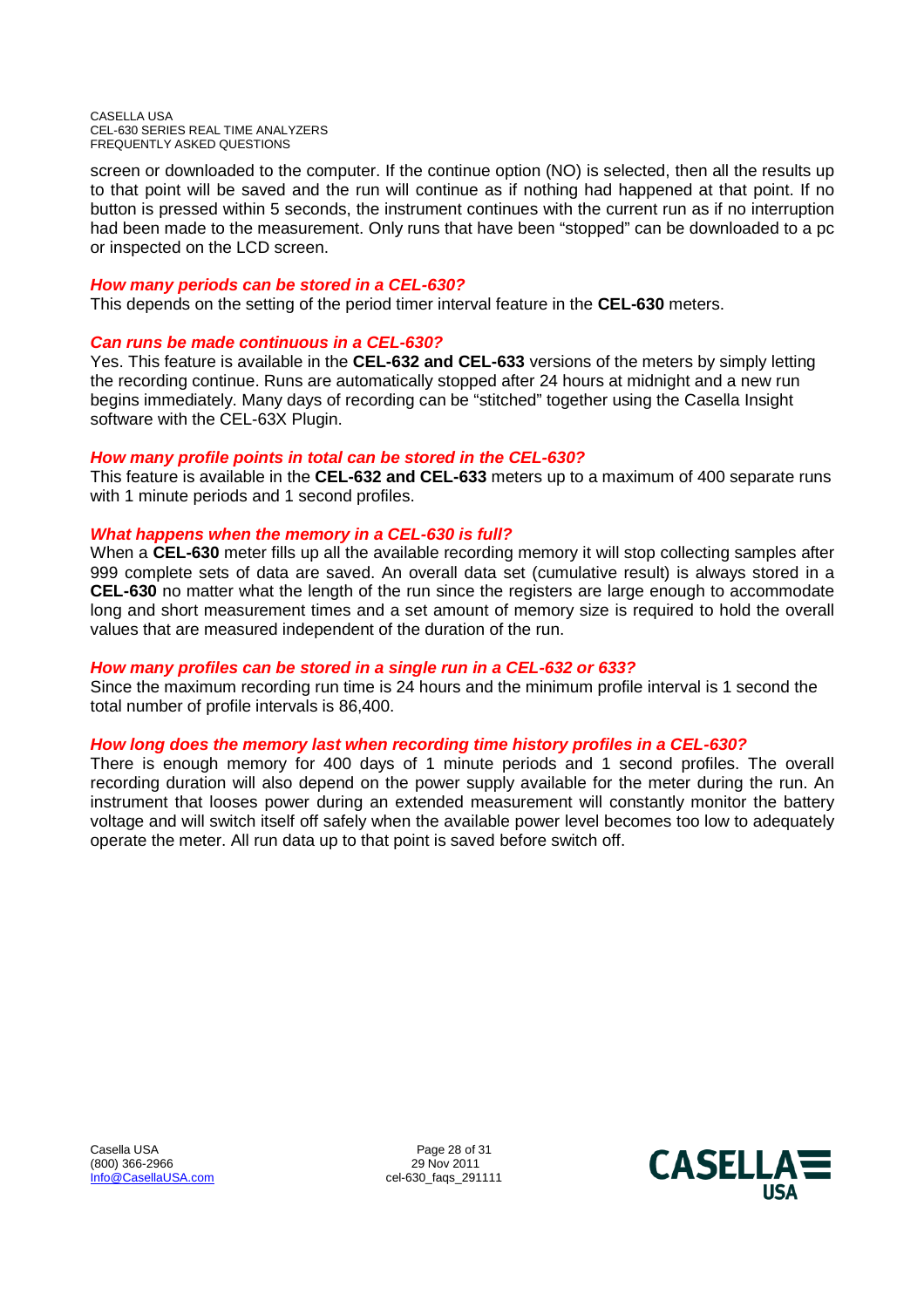screen or downloaded to the computer. If the continue option (NO) is selected, then all the results up to that point will be saved and the run will continue as if nothing had happened at that point. If no button is pressed within 5 seconds, the instrument continues with the current run as if no interruption had been made to the measurement. Only runs that have been "stopped" can be downloaded to a pc or inspected on the LCD screen.

### *How many periods can be stored in a CEL-630?*

This depends on the setting of the period timer interval feature in the **CEL-630** meters.

### *Can runs be made continuous in a CEL-630?*

Yes. This feature is available in the **CEL-632 and CEL-633** versions of the meters by simply letting the recording continue. Runs are automatically stopped after 24 hours at midnight and a new run begins immediately. Many days of recording can be "stitched" together using the Casella Insight software with the CEL-63X Plugin.

### *How many profile points in total can be stored in the CEL-630?*

This feature is available in the **CEL-632 and CEL-633** meters up to a maximum of 400 separate runs with 1 minute periods and 1 second profiles.

### *What happens when the memory in a CEL-630 is full?*

When a **CEL-630** meter fills up all the available recording memory it will stop collecting samples after 999 complete sets of data are saved. An overall data set (cumulative result) is always stored in a **CEL-630** no matter what the length of the run since the registers are large enough to accommodate long and short measurement times and a set amount of memory size is required to hold the overall values that are measured independent of the duration of the run.

### *How many profiles can be stored in a single run in a CEL-632 or 633?*

Since the maximum recording run time is 24 hours and the minimum profile interval is 1 second the total number of profile intervals is 86,400.

### *How long does the memory last when recording time history profiles in a CEL-630?*

There is enough memory for 400 days of 1 minute periods and 1 second profiles. The overall recording duration will also depend on the power supply available for the meter during the run. An instrument that looses power during an extended measurement will constantly monitor the battery voltage and will switch itself off safely when the available power level becomes too low to adequately operate the meter. All run data up to that point is saved before switch off.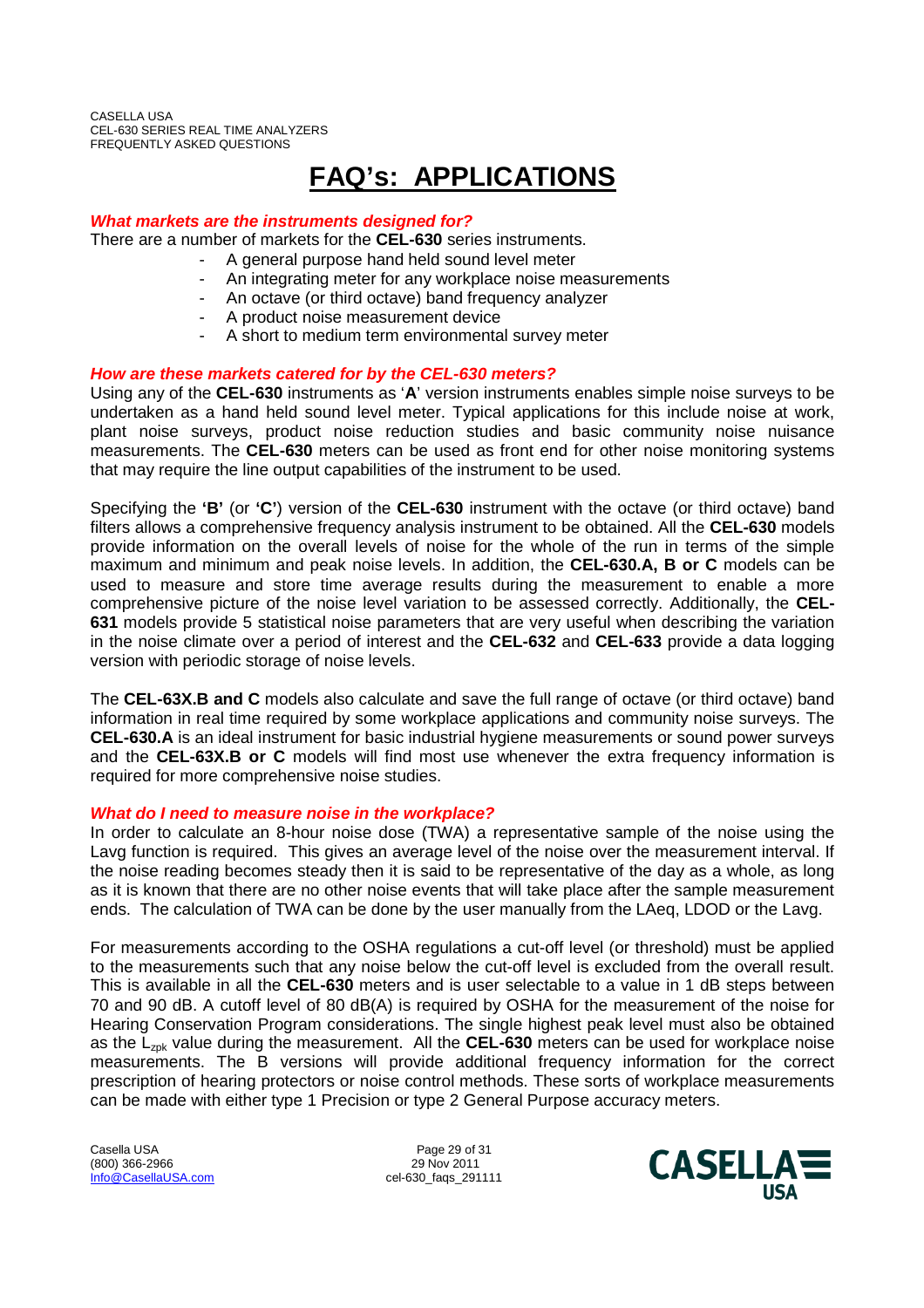# FAQ's: APPLICATIONS

***What markets are the instruments designed for?***

There are a number of markets for the **CEL-630** series instruments.

- A general purpose hand held sound level meter
- An integrating meter for any workplace noise measurements
- An octave (or third octave) band frequency analyzer
- A product noise measurement device
- A short to medium term environmental survey meter

***How are these markets catered for by the CEL-630 meters?***

Using any of the **CEL-630** instruments as '**A**' version instruments enables simple noise surveys to be undertaken as a hand held sound level meter. Typical applications for this include noise at work, plant noise surveys, product noise reduction studies and basic community noise nuisance measurements. The **CEL-630** meters can be used as front end for other noise monitoring systems that may require the line output capabilities of the instrument to be used.

Specifying the **'B'** (or **'C'**) version of the **CEL-630** instrument with the octave (or third octave) band filters allows a comprehensive frequency analysis instrument to be obtained. All the **CEL-630** models provide information on the overall levels of noise for the whole of the run in terms of the simple maximum and minimum and peak noise levels. In addition, the **CEL-630.A, B or C** models can be used to measure and store time average results during the measurement to enable a more comprehensive picture of the noise level variation to be assessed correctly. Additionally, the **CEL-631** models provide 5 statistical noise parameters that are very useful when describing the variation in the noise climate over a period of interest and the **CEL-632** and **CEL-633** provide a data logging version with periodic storage of noise levels.

The **CEL-63X.B and C** models also calculate and save the full range of octave (or third octave) band information in real time required by some workplace applications and community noise surveys. The **CEL-630.A** is an ideal instrument for basic industrial hygiene measurements or sound power surveys and the **CEL-63X.B or C** models will find most use whenever the extra frequency information is required for more comprehensive noise studies.

***What do I need to measure noise in the workplace?***

In order to calculate an 8-hour noise dose (TWA) a representative sample of the noise using the Lavg function is required. This gives an average level of the noise over the measurement interval. If the noise reading becomes steady then it is said to be representative of the day as a whole, as long as it is known that there are no other noise events that will take place after the sample measurement ends. The calculation of TWA can be done by the user manually from the LAeq, LDOD or the Lavg.

For measurements according to the OSHA regulations a cut-off level (or threshold) must be applied to the measurements such that any noise below the cut-off level is excluded from the overall result. This is available in all the **CEL-630** meters and is user selectable to a value in 1 dB steps between 70 and 90 dB. A cutoff level of 80 dB(A) is required by OSHA for the measurement of the noise for Hearing Conservation Program considerations. The single highest peak level must also be obtained as the $L_{zpk}$ value during the measurement. All the **CEL-630** meters can be used for workplace noise measurements. The B versions will provide additional frequency information for the correct prescription of hearing protectors or noise control methods. These sorts of workplace measurements can be made with either type 1 Precision or type 2 General Purpose accuracy meters.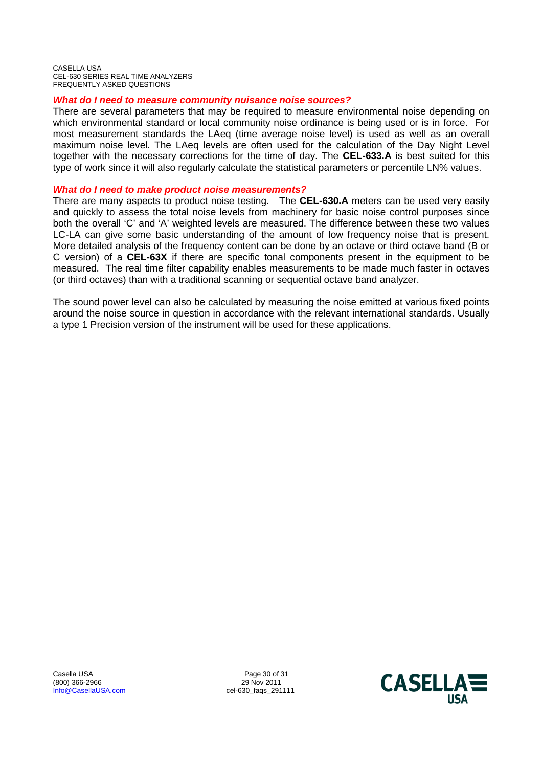### *What do I need to measure community nuisance noise sources?*

There are several parameters that may be required to measure environmental noise depending on which environmental standard or local community noise ordinance is being used or is in force. For most measurement standards the LAeq (time average noise level) is used as well as an overall maximum noise level. The LAeq levels are often used for the calculation of the Day Night Level together with the necessary corrections for the time of day. The **CEL-633.A** is best suited for this type of work since it will also regularly calculate the statistical parameters or percentile LN% values.

### *What do I need to make product noise measurements?*

There are many aspects to product noise testing. The **CEL-630.A** meters can be used very easily and quickly to assess the total noise levels from machinery for basic noise control purposes since both the overall 'C' and 'A' weighted levels are measured. The difference between these two values LC-LA can give some basic understanding of the amount of low frequency noise that is present. More detailed analysis of the frequency content can be done by an octave or third octave band (B or C version) of a **CEL-63X** if there are specific tonal components present in the equipment to be measured. The real time filter capability enables measurements to be made much faster in octaves (or third octaves) than with a traditional scanning or sequential octave band analyzer.

The sound power level can also be calculated by measuring the noise emitted at various fixed points around the noise source in question in accordance with the relevant international standards. Usually a type 1 Precision version of the instrument will be used for these applications.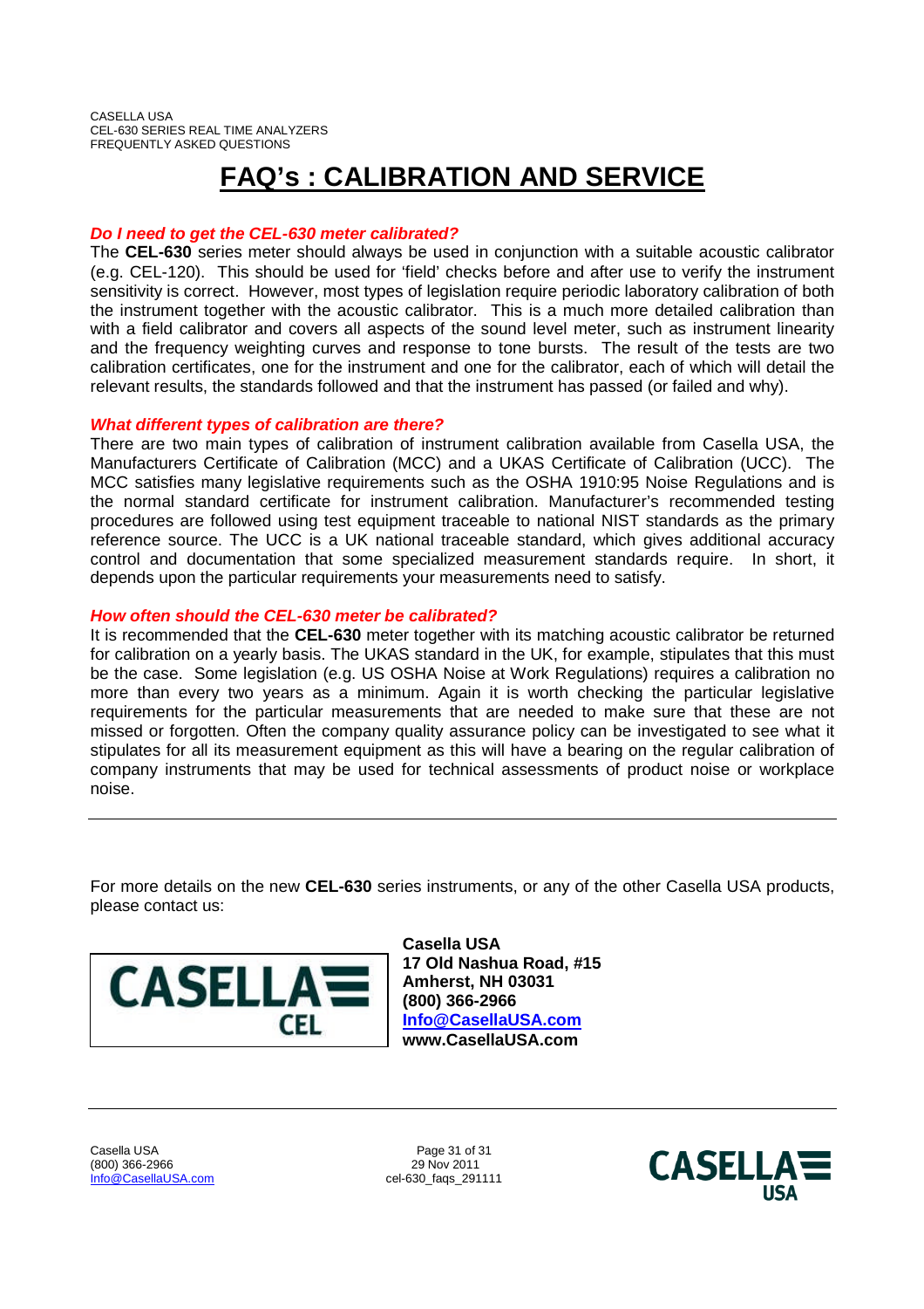# FAQ's : CALIBRATION AND SERVICE

***Do I need to get the CEL-630 meter calibrated?***

The **CEL-630** series meter should always be used in conjunction with a suitable acoustic calibrator (e.g. CEL-120). This should be used for 'field' checks before and after use to verify the instrument sensitivity is correct. However, most types of legislation require periodic laboratory calibration of both the instrument together with the acoustic calibrator. This is a much more detailed calibration than with a field calibrator and covers all aspects of the sound level meter, such as instrument linearity and the frequency weighting curves and response to tone bursts. The result of the tests are two calibration certificates, one for the instrument and one for the calibrator, each of which will detail the relevant results, the standards followed and that the instrument has passed (or failed and why).

***What different types of calibration are there?***

There are two main types of calibration of instrument calibration available from Casella USA, the Manufacturers Certificate of Calibration (MCC) and a UKAS Certificate of Calibration (UCC). The MCC satisfies many legislative requirements such as the OSHA 1910:95 Noise Regulations and is the normal standard certificate for instrument calibration. Manufacturer's recommended testing procedures are followed using test equipment traceable to national NIST standards as the primary reference source. The UCC is a UK national traceable standard, which gives additional accuracy control and documentation that some specialized measurement standards require. In short, it depends upon the particular requirements your measurements need to satisfy.

***How often should the CEL-630 meter be calibrated?***

It is recommended that the **CEL-630** meter together with its matching acoustic calibrator be returned for calibration on a yearly basis. The UKAS standard in the UK, for example, stipulates that this must be the case. Some legislation (e.g. US OSHA Noise at Work Regulations) requires a calibration no more than every two years as a minimum. Again it is worth checking the particular legislative requirements for the particular measurements that are needed to make sure that these are not missed or forgotten. Often the company quality assurance policy can be investigated to see what it stipulates for all its measurement equipment as this will have a bearing on the regular calibration of company instruments that may be used for technical assessments of product noise or workplace noise.

---

For more details on the new **CEL-630** series instruments, or any of the other Casella USA products, please contact us:

CASELLA CEL

**Casella USA**
**17 Old Nashua Road, #15**
**Amherst, NH 03031**
**(800) 366-2966**
**Info@CasellaUSA.com**
**www.CasellaUSA.com**